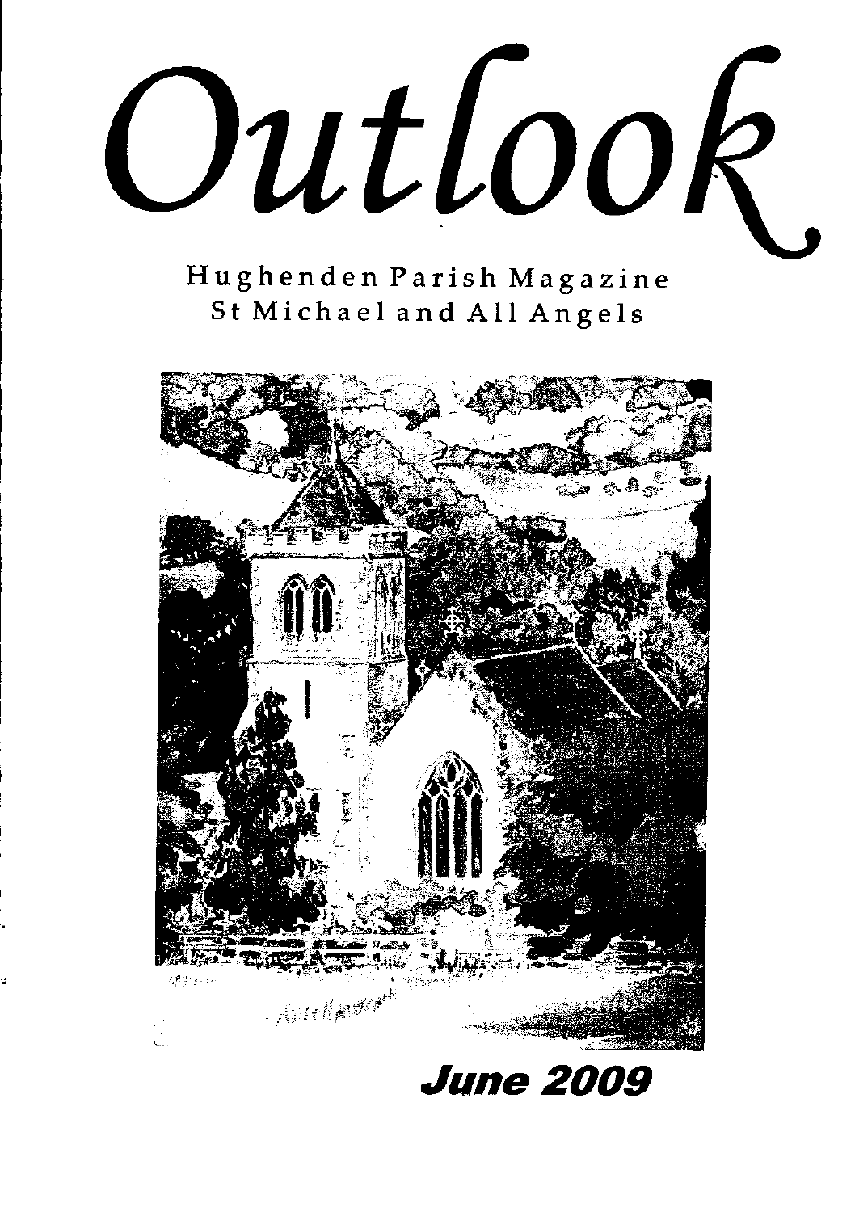# Outlook

Hughenden Parish Magazine
St Michael and All Angels

**June 2009**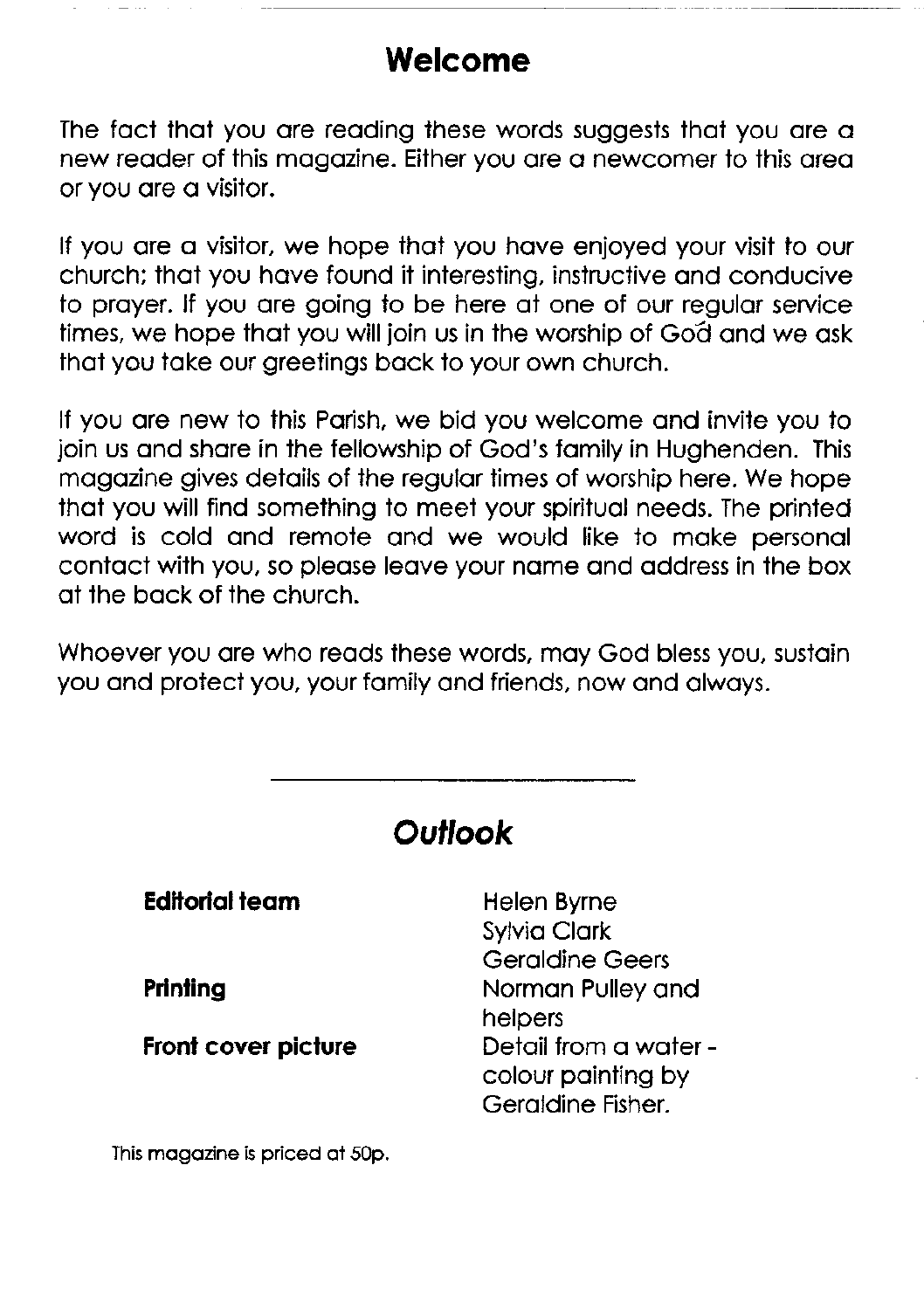## Welcome

The fact that you are reading these words suggests that you are a new reader of this magazine. Either you are a newcomer to this area or you are a visitor.

If you are a visitor, we hope that you have enjoyed your visit to our church; that you have found it interesting, instructive and conducive to prayer. If you are going to be here at one of our regular service times, we hope that you will join us in the worship of God and we ask that you take our greetings back to your own church.

If you are new to this Parish, we bid you welcome and invite you to join us and share in the fellowship of God's family in Hughenden. This magazine gives details of the regular times of worship here. We hope that you will find something to meet your spiritual needs. The printed word is cold and remote and we would like to make personal contact with you, so please leave your name and address in the box at the back of the church.

Whoever you are who reads these words, may God bless you, sustain you and protect you, your family and friends, now and always.

---

## *Outlook*

| | |
|---|---|
| **Editorial team** | Helen Byrne<br>Sylvia Clark<br>Geraldine Geers |
| **Printing** | Norman Pulley and helpers |
| **Front cover picture** | Detail from a water - colour painting by Geraldine Fisher. |

This magazine is priced at 50p.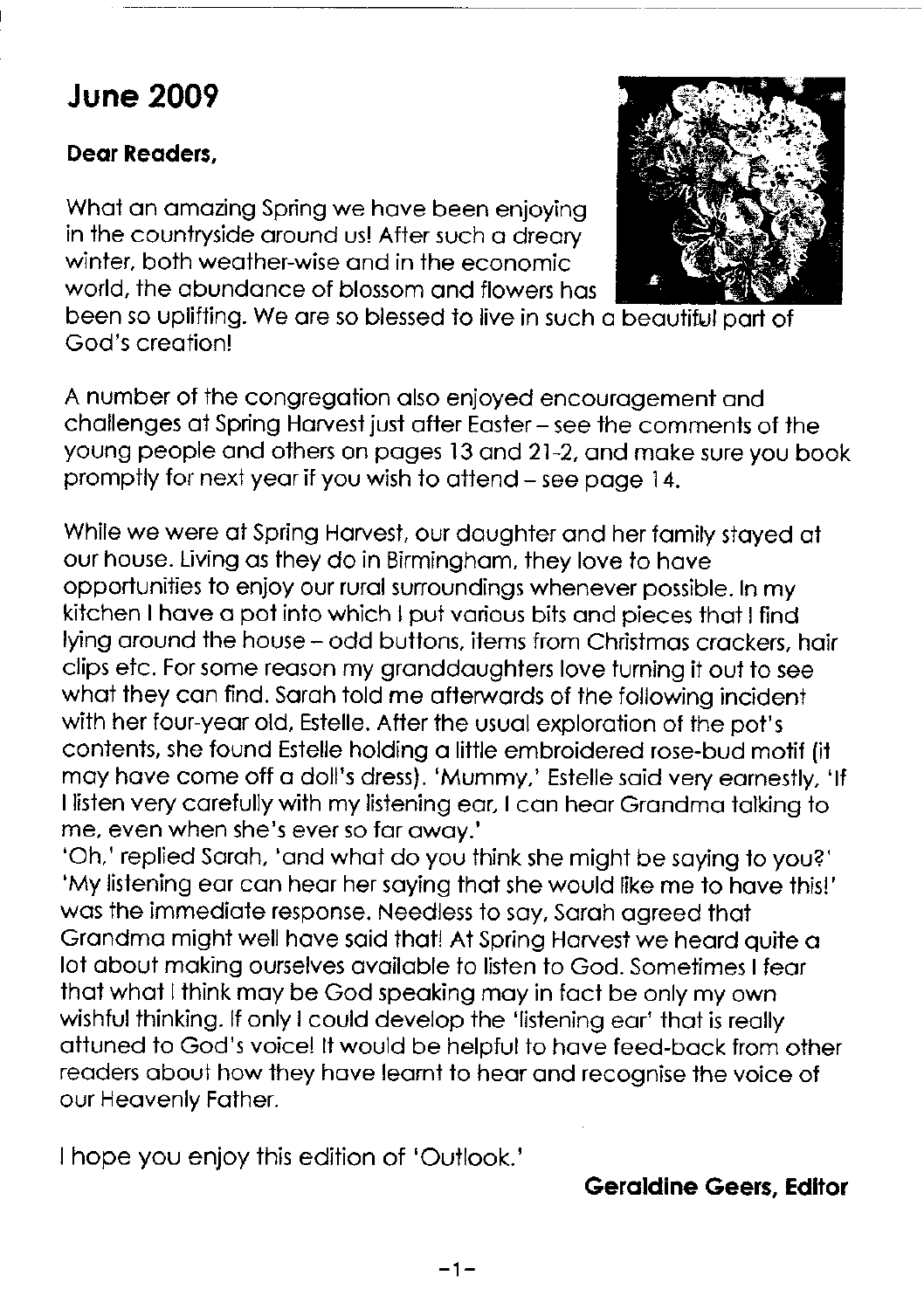## June 2009

**Dear Readers,**

What an amazing Spring we have been enjoying in the countryside around us! After such a dreary winter, both weather-wise and in the economic world, the abundance of blossom and flowers has been so uplifting. We are so blessed to live in such a beautiful part of God's creation!

A number of the congregation also enjoyed encouragement and challenges at Spring Harvest just after Easter – see the comments of the young people and others on pages 13 and 21-2, and make sure you book promptly for next year if you wish to attend – see page 14.

While we were at Spring Harvest, our daughter and her family stayed at our house. Living as they do in Birmingham, they love to have opportunities to enjoy our rural surroundings whenever possible. In my kitchen I have a pot into which I put various bits and pieces that I find lying around the house – odd buttons, items from Christmas crackers, hair clips etc. For some reason my granddaughters love turning it out to see what they can find. Sarah told me afterwards of the following incident with her four-year old, Estelle. After the usual exploration of the pot's contents, she found Estelle holding a little embroidered rose-bud motif (it may have come off a doll's dress). 'Mummy,' Estelle said very earnestly, 'If I listen very carefully with my listening ear, I can hear Grandma talking to me, even when she's ever so far away.'
'Oh,' replied Sarah, 'and what do you think she might be saying to you?'
'My listening ear can hear her saying that she would like me to have this!' was the immediate response. Needless to say, Sarah agreed that Grandma might well have said that! At Spring Harvest we heard quite a lot about making ourselves available to listen to God. Sometimes I fear that what I think may be God speaking may in fact be only my own wishful thinking. If only I could develop the 'listening ear' that is really attuned to God's voice! It would be helpful to have feed-back from other readers about how they have learnt to hear and recognise the voice of our Heavenly Father.

I hope you enjoy this edition of 'Outlook.'

**Geraldine Geers, Editor**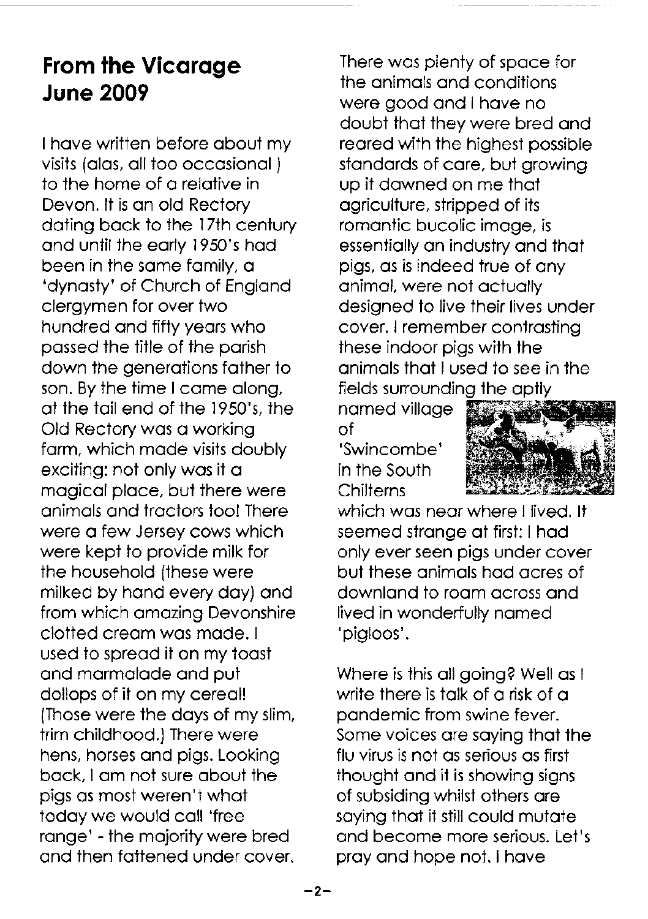## From the Vicarage June 2009

I have written before about my visits (alas, all too occasional ) to the home of a relative in Devon. It is an old Rectory dating back to the 17th century and until the early 1950's had been in the same family, a 'dynasty' of Church of England clergymen for over two hundred and fifty years who passed the title of the parish down the generations father to son. By the time I came along, at the tail end of the 1950's, the Old Rectory was a working farm, which made visits doubly exciting: not only was it a magical place, but there were animals and tractors too! There were a few Jersey cows which were kept to provide milk for the household (these were milked by hand every day) and from which amazing Devonshire clotted cream was made. I used to spread it on my toast and marmalade and put dollops of it on my cereal! (Those were the days of my slim, trim childhood.) There were hens, horses and pigs. Looking back, I am not sure about the pigs as most weren't what today we would call 'free range' - the majority were bred and then fattened under cover. There was plenty of space for the animals and conditions were good and I have no doubt that they were bred and reared with the highest possible standards of care, but growing up it dawned on me that agriculture, stripped of its romantic bucolic image, is essentially an industry and that pigs, as is indeed true of any animal, were not actually designed to live their lives under cover. I remember contrasting these indoor pigs with the animals that I used to see in the fields surrounding the aptly named village of 'Swincombe' in the South Chilterns which was near where I lived. It seemed strange at first: I had only ever seen pigs under cover but these animals had acres of downland to roam across and lived in wonderfully named 'pigloos'.

Where is this all going? Well as I write there is talk of a risk of a pandemic from swine fever. Some voices are saying that the flu virus is not as serious as first thought and it is showing signs of subsiding whilst others are saying that it still could mutate and become more serious. Let's pray and hope not. I have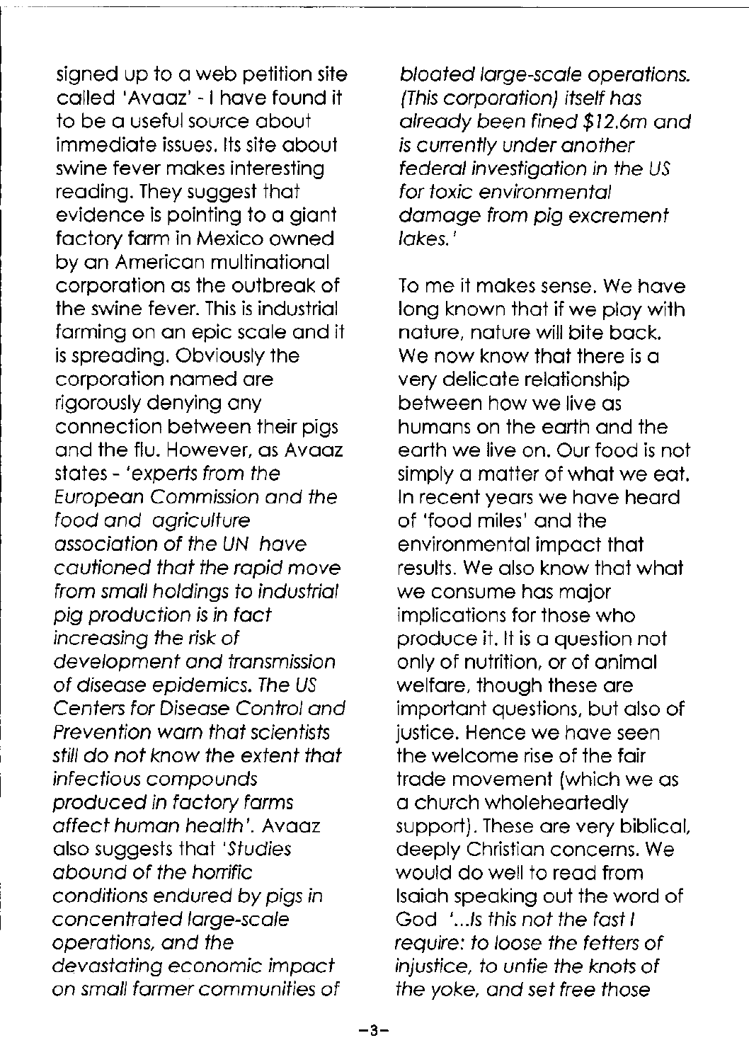signed up to a web petition site called 'Avaaz' - I have found it to be a useful source about immediate issues. Its site about swine fever makes interesting reading. They suggest that evidence is pointing to a giant factory farm in Mexico owned by an American multinational corporation as the outbreak of the swine fever. This is industrial farming on an epic scale and it is spreading. Obviously the corporation named are rigorously denying any connection between their pigs and the flu. However, as Avaaz states - '*experts from the European Commission and the food and agriculture association of the UN have cautioned that the rapid move from small holdings to industrial pig production is in fact increasing the risk of development and transmission of disease epidemics. The US Centers for Disease Control and Prevention warn that scientists still do not know the extent that infectious compounds produced in factory farms affect human health*'. Avaaz also suggests that '*Studies abound of the horrific conditions endured by pigs in concentrated large-scale operations, and the devastating economic impact on small farmer communities of bloated large-scale operations. (This corporation) itself has already been fined $12.6m and is currently under another federal investigation in the US for toxic environmental damage from pig excrement lakes.*'

To me it makes sense. We have long known that if we play with nature, nature will bite back. We now know that there is a very delicate relationship between how we live as humans on the earth and the earth we live on. Our food is not simply a matter of what we eat. In recent years we have heard of 'food miles' and the environmental impact that results. We also know that what we consume has major implications for those who produce it. It is a question not only of nutrition, or of animal welfare, though these are important questions, but also of justice. Hence we have seen the welcome rise of the fair trade movement (which we as a church wholeheartedly support). These are very biblical, deeply Christian concerns. We would do well to read from Isaiah speaking out the word of God '*...Is this not the fast I require: to loose the fetters of injustice, to untie the knots of the yoke, and set free those*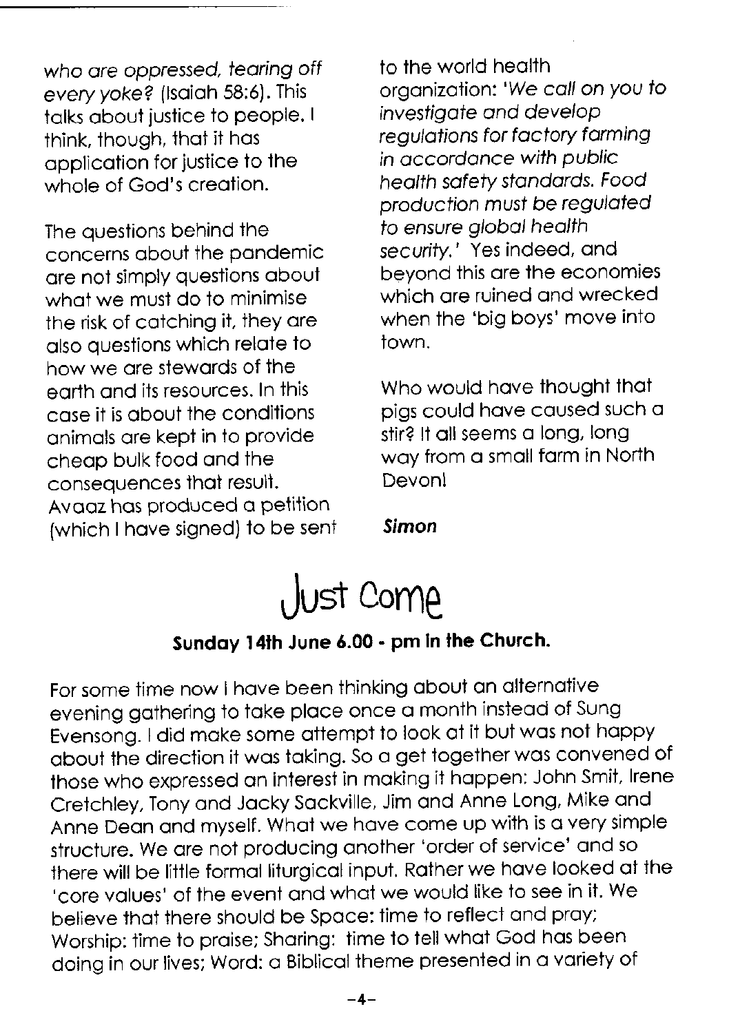*who are oppressed, tearing off every yoke?* (Isaiah 58:6). This talks about justice to people. I think, though, that it has application for justice to the whole of God's creation.

The questions behind the concerns about the pandemic are not simply questions about what we must do to minimise the risk of catching it, they are also questions which relate to how we are stewards of the earth and its resources. In this case it is about the conditions animals are kept in to provide cheap bulk food and the consequences that result. Avaaz has produced a petition (which I have signed) to be sent to the world health organization: '*We call on you to investigate and develop regulations for factory farming in accordance with public health safety standards. Food production must be regulated to ensure global health security.*' Yes indeed, and beyond this are the economies which are ruined and wrecked when the 'big boys' move into town.

Who would have thought that pigs could have caused such a stir? It all seems a long, long way from a small farm in North Devon!

***Simon***

# Just Come

**Sunday 14th June 6.00 - pm in the Church.**

For some time now I have been thinking about an alternative evening gathering to take place once a month instead of Sung Evensong. I did make some attempt to look at it but was not happy about the direction it was taking. So a get together was convened of those who expressed an interest in making it happen: John Smit, Irene Cretchley, Tony and Jacky Sackville, Jim and Anne Long, Mike and Anne Dean and myself. What we have come up with is a very simple structure. We are not producing another 'order of service' and so there will be little formal liturgical input. Rather we have looked at the 'core values' of the event and what we would like to see in it. We believe that there should be Space: time to reflect and pray; Worship: time to praise; Sharing: time to tell what God has been doing in our lives; Word: a Biblical theme presented in a variety of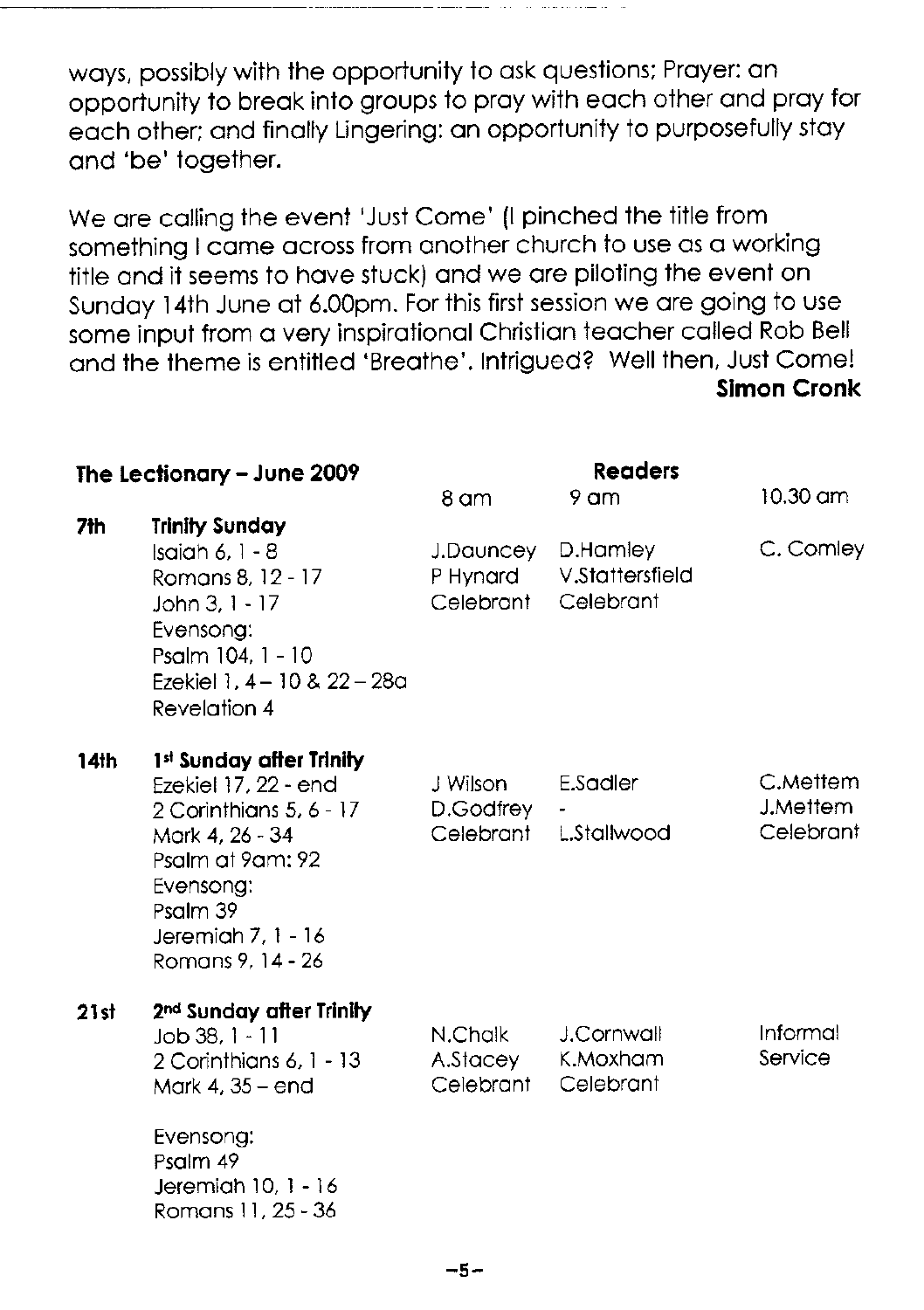ways, possibly with the opportunity to ask questions; Prayer: an opportunity to break into groups to pray with each other and pray for each other; and finally Lingering: an opportunity to purposefully stay and 'be' together.

We are calling the event 'Just Come' (I pinched the title from something I came across from another church to use as a working title and it seems to have stuck) and we are piloting the event on Sunday 14th June at 6.00pm. For this first session we are going to use some input from a very inspirational Christian teacher called Rob Bell and the theme is entitled 'Breathe'. Intrigued? Well then, Just Come!

**Simon Cronk**

## The Lectionary – June 2009

| | | Readers 8 am | 9 am | 10.30 am |
|---|---|---|---|---|
| **7th** | **Trinity Sunday**<br>Isaiah 6, 1 - 8<br>Romans 8, 12 - 17<br>John 3, 1 - 17<br>Evensong:<br>Psalm 104, 1 - 10<br>Ezekiel 1, 4 – 10 & 22 – 28a<br>Revelation 4 | J.Dauncey<br>P Hynard<br>Celebrant | D.Hamley<br>V.Stattersfield<br>Celebrant | C. Comley |
| **14th** | **1st Sunday after Trinity**<br>Ezekiel 17, 22 - end<br>2 Corinthians 5, 6 - 17<br>Mark 4, 26 - 34<br>Psalm at 9am: 92<br>Evensong:<br>Psalm 39<br>Jeremiah 7, 1 - 16<br>Romans 9, 14 - 26 | J Wilson<br>D.Godfrey<br>Celebrant | E.Sadler<br>-<br>L.Stallwood | C.Mettem<br>J.Mettem<br>Celebrant |
| **21st** | **2nd Sunday after Trinity**<br>Job 38, 1 - 11<br>2 Corinthians 6, 1 - 13<br>Mark 4, 35 – end<br>Evensong:<br>Psalm 49<br>Jeremiah 10, 1 - 16<br>Romans 11, 25 - 36 | N.Chalk<br>A.Stacey<br>Celebrant | J.Cornwall<br>K.Moxham<br>Celebrant | Informal Service |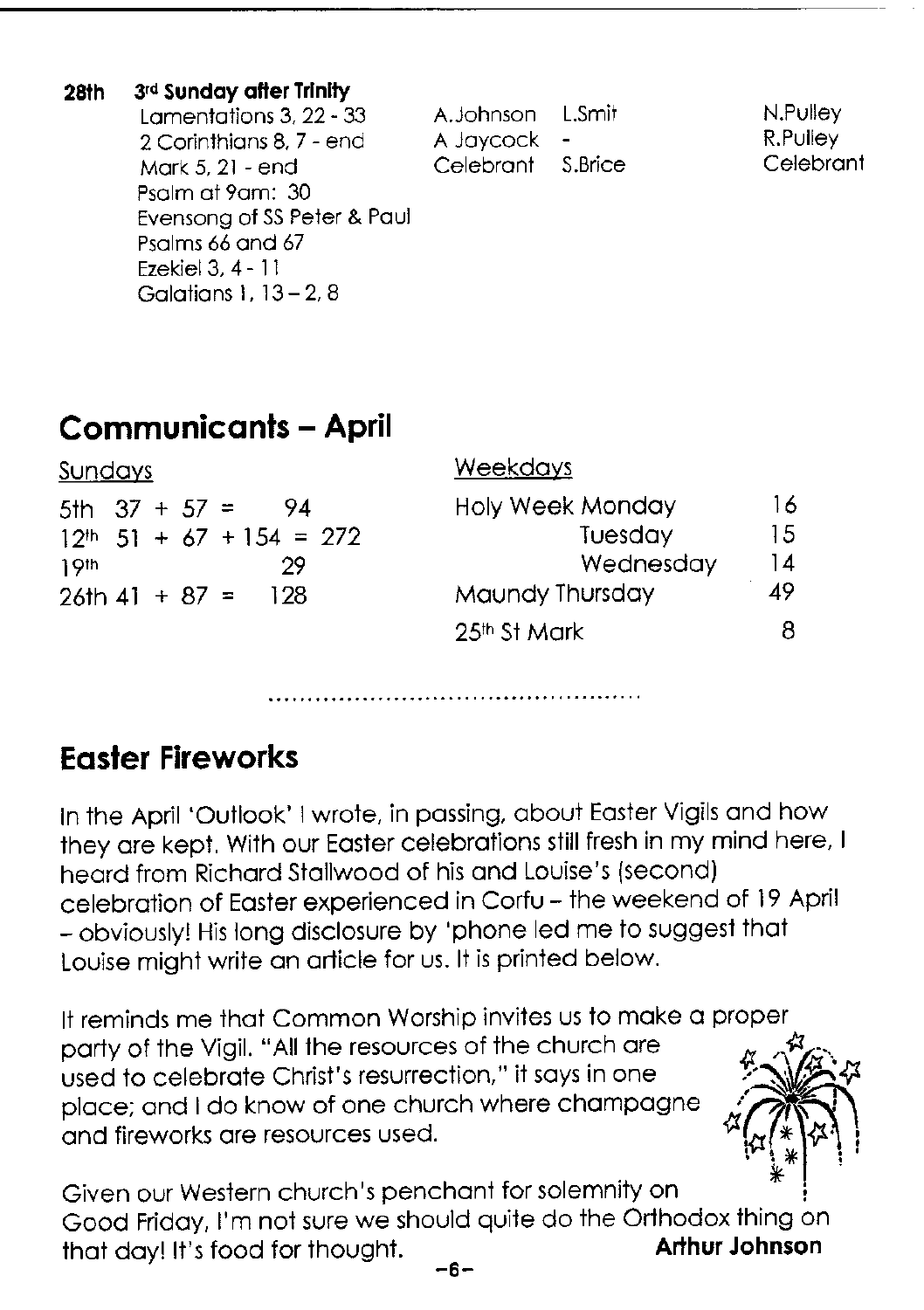**28th** **3rd Sunday after Trinity**

| | | | |
|---|---|---|---|
| Lamentations 3, 22 - 33 | A.Johnson | L.Smit | N.Pulley |
| 2 Corinthians 8, 7 - end | A Jaycock | - | R.Pulley |
| Mark 5, 21 - end | Celebrant | S.Brice | Celebrant |

Psalm at 9am: 30
Evensong of SS Peter & Paul
Psalms 66 and 67
Ezekiel 3, 4 - 11
Galatians 1, 13 – 2, 8

## Communicants – April

| Sundays | Weekdays | |
|---|---|---|
| 5th 37 + 57 = 94 | Holy Week Monday | 16 |
| 12th 51 + 67 + 154 = 272 | Tuesday | 15 |
| 19th 29 | Wednesday | 14 |
| 26th 41 + 87 = 128 | Maundy Thursday | 49 |
| | 25th St Mark | 8 |

## Easter Fireworks

In the April 'Outlook' I wrote, in passing, about Easter Vigils and how they are kept. With our Easter celebrations still fresh in my mind here, I heard from Richard Stallwood of his and Louise's (second) celebration of Easter experienced in Corfu – the weekend of 19 April – obviously! His long disclosure by 'phone led me to suggest that Louise might write an article for us. It is printed below.

It reminds me that Common Worship invites us to make a proper party of the Vigil. "All the resources of the church are used to celebrate Christ's resurrection," it says in one place; and I do know of one church where champagne and fireworks are resources used.

Given our Western church's penchant for solemnity on Good Friday, I'm not sure we should quite do the Orthodox thing on that day! It's food for thought.

**Arthur Johnson**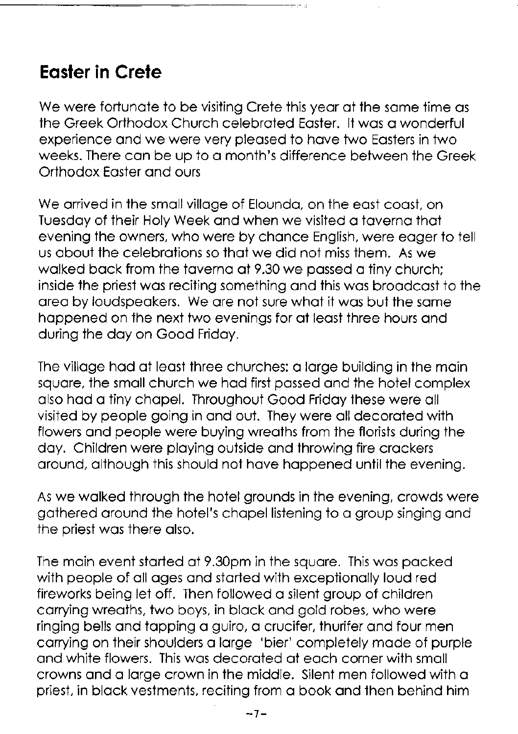## Easter in Crete

We were fortunate to be visiting Crete this year at the same time as the Greek Orthodox Church celebrated Easter. It was a wonderful experience and we were very pleased to have two Easters in two weeks. There can be up to a month's difference between the Greek Orthodox Easter and ours

We arrived in the small village of Elounda, on the east coast, on Tuesday of their Holy Week and when we visited a taverna that evening the owners, who were by chance English, were eager to tell us about the celebrations so that we did not miss them. As we walked back from the taverna at 9.30 we passed a tiny church; inside the priest was reciting something and this was broadcast to the area by loudspeakers. We are not sure what it was but the same happened on the next two evenings for at least three hours and during the day on Good Friday.

The village had at least three churches: a large building in the main square, the small church we had first passed and the hotel complex also had a tiny chapel. Throughout Good Friday these were all visited by people going in and out. They were all decorated with flowers and people were buying wreaths from the florists during the day. Children were playing outside and throwing fire crackers around, although this should not have happened until the evening.

As we walked through the hotel grounds in the evening, crowds were gathered around the hotel's chapel listening to a group singing and the priest was there also.

The main event started at 9.30pm in the square. This was packed with people of all ages and started with exceptionally loud red fireworks being let off. Then followed a silent group of children carrying wreaths, two boys, in black and gold robes, who were ringing bells and tapping a guiro, a crucifer, thurifer and four men carrying on their shoulders a large 'bier' completely made of purple and white flowers. This was decorated at each corner with small crowns and a large crown in the middle. Silent men followed with a priest, in black vestments, reciting from a book and then behind him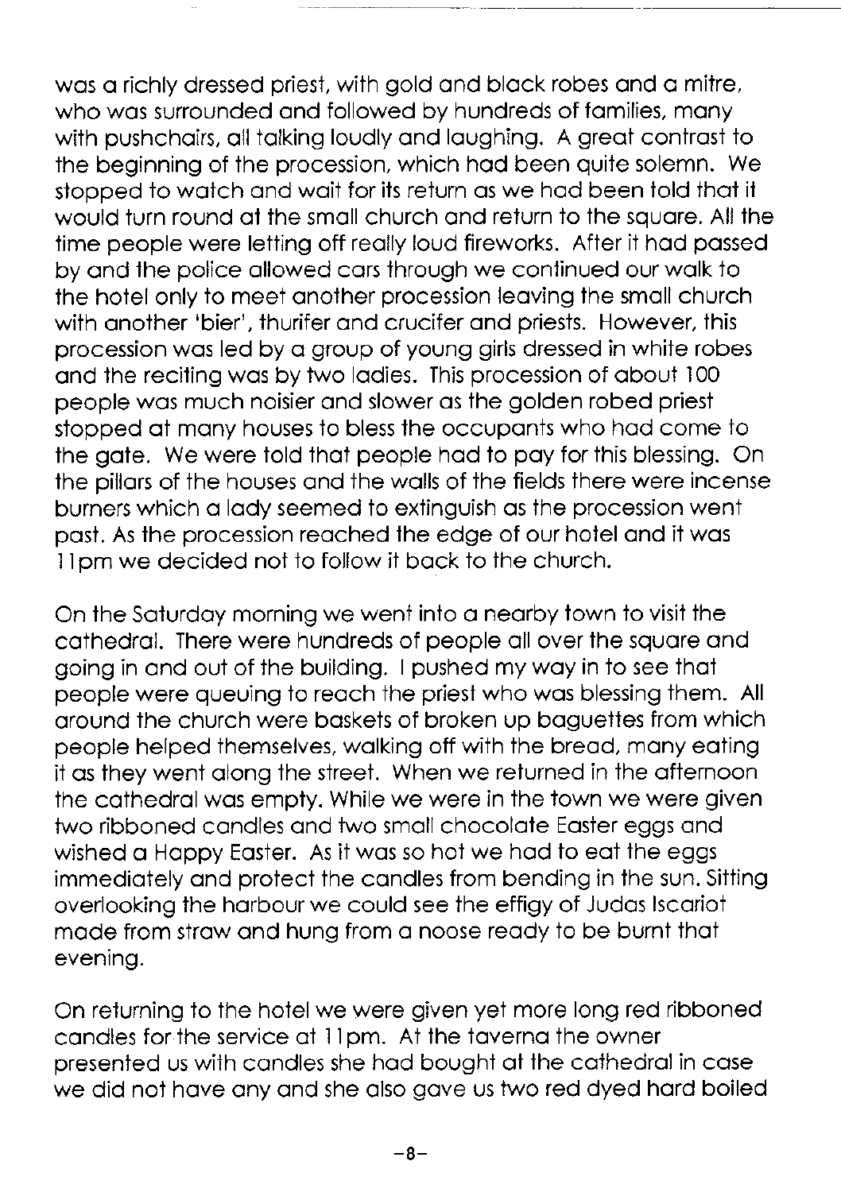was a richly dressed priest, with gold and black robes and a mitre, who was surrounded and followed by hundreds of families, many with pushchairs, all talking loudly and laughing. A great contrast to the beginning of the procession, which had been quite solemn. We stopped to watch and wait for its return as we had been told that it would turn round at the small church and return to the square. All the time people were letting off really loud fireworks. After it had passed by and the police allowed cars through we continued our walk to the hotel only to meet another procession leaving the small church with another 'bier', thurifer and crucifer and priests. However, this procession was led by a group of young girls dressed in white robes and the reciting was by two ladies. This procession of about 100 people was much noisier and slower as the golden robed priest stopped at many houses to bless the occupants who had come to the gate. We were told that people had to pay for this blessing. On the pillars of the houses and the walls of the fields there were incense burners which a lady seemed to extinguish as the procession went past. As the procession reached the edge of our hotel and it was 11pm we decided not to follow it back to the church.

On the Saturday morning we went into a nearby town to visit the cathedral. There were hundreds of people all over the square and going in and out of the building. I pushed my way in to see that people were queuing to reach the priest who was blessing them. All around the church were baskets of broken up baguettes from which people helped themselves, walking off with the bread, many eating it as they went along the street. When we returned in the afternoon the cathedral was empty. While we were in the town we were given two ribboned candles and two small chocolate Easter eggs and wished a Happy Easter. As it was so hot we had to eat the eggs immediately and protect the candles from bending in the sun. Sitting overlooking the harbour we could see the effigy of Judas Iscariot made from straw and hung from a noose ready to be burnt that evening.

On returning to the hotel we were given yet more long red ribboned candles for the service at 11pm. At the taverna the owner presented us with candles she had bought at the cathedral in case we did not have any and she also gave us two red dyed hard boiled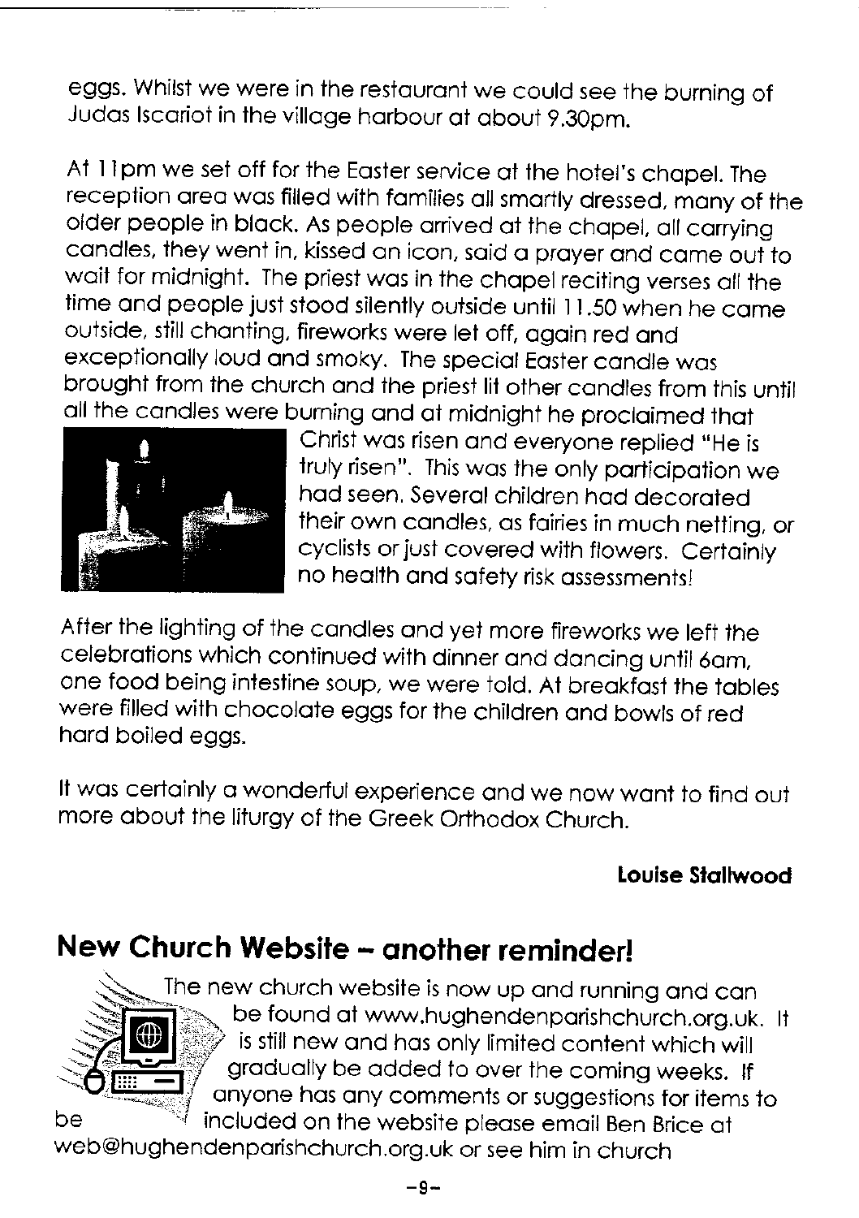eggs. Whilst we were in the restaurant we could see the burning of Judas Iscariot in the village harbour at about 9.30pm.

At 11pm we set off for the Easter service at the hotel's chapel. The reception area was filled with families all smartly dressed, many of the older people in black. As people arrived at the chapel, all carrying candles, they went in, kissed an icon, said a prayer and came out to wait for midnight. The priest was in the chapel reciting verses all the time and people just stood silently outside until 11.50 when he came outside, still chanting, fireworks were let off, again red and exceptionally loud and smoky. The special Easter candle was brought from the church and the priest lit other candles from this until all the candles were burning and at midnight he proclaimed that Christ was risen and everyone replied "He is truly risen". This was the only participation we had seen. Several children had decorated their own candles, as fairies in much netting, or cyclists or just covered with flowers. Certainly no health and safety risk assessments!

After the lighting of the candles and yet more fireworks we left the celebrations which continued with dinner and dancing until 6am, one food being intestine soup, we were told. At breakfast the tables were filled with chocolate eggs for the children and bowls of red hard boiled eggs.

It was certainly a wonderful experience and we now want to find out more about the liturgy of the Greek Orthodox Church.

**Louise Stallwood**

## New Church Website – another reminder!

The new church website is now up and running and can be found at www.hughendenparishchurch.org.uk. It is still new and has only limited content which will gradually be added to over the coming weeks. If anyone has any comments or suggestions for items to be included on the website please email Ben Brice at web@hughendenparishchurch.org.uk or see him in church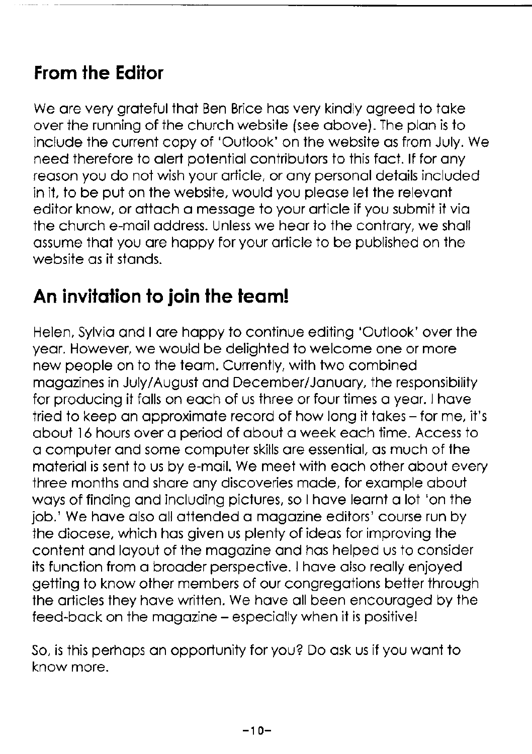## From the Editor

We are very grateful that Ben Brice has very kindly agreed to take over the running of the church website (see above). The plan is to include the current copy of 'Outlook' on the website as from July. We need therefore to alert potential contributors to this fact. If for any reason you do not wish your article, or any personal details included in it, to be put on the website, would you please let the relevant editor know, or attach a message to your article if you submit it via the church e-mail address. Unless we hear to the contrary, we shall assume that you are happy for your article to be published on the website as it stands.

## An invitation to join the team!

Helen, Sylvia and I are happy to continue editing 'Outlook' over the year. However, we would be delighted to welcome one or more new people on to the team. Currently, with two combined magazines in July/August and December/January, the responsibility for producing it falls on each of us three or four times a year. I have tried to keep an approximate record of how long it takes – for me, it's about 16 hours over a period of about a week each time. Access to a computer and some computer skills are essential, as much of the material is sent to us by e-mail. We meet with each other about every three months and share any discoveries made, for example about ways of finding and including pictures, so I have learnt a lot 'on the job.' We have also all attended a magazine editors' course run by the diocese, which has given us plenty of ideas for improving the content and layout of the magazine and has helped us to consider its function from a broader perspective. I have also really enjoyed getting to know other members of our congregations better through the articles they have written. We have all been encouraged by the feed-back on the magazine – especially when it is positive!

So, is this perhaps an opportunity for you? Do ask us if you want to know more.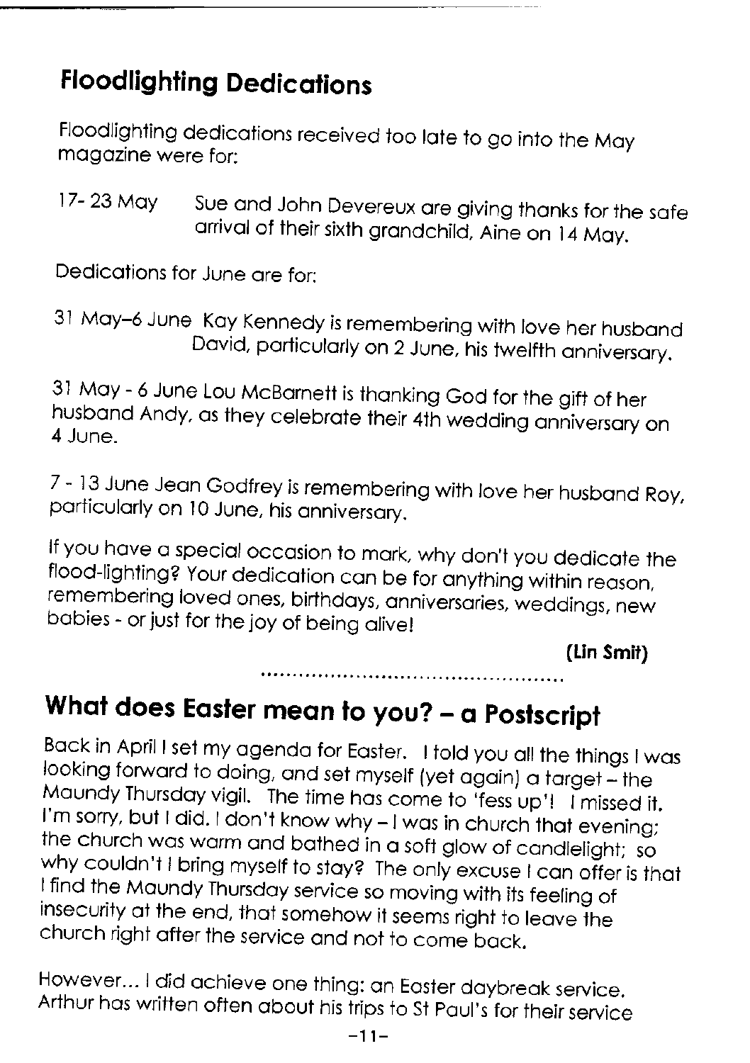## Floodlighting Dedications

Floodlighting dedications received too late to go into the May magazine were for:

17- 23 May Sue and John Devereux are giving thanks for the safe arrival of their sixth grandchild, Aine on 14 May.

Dedications for June are for:

31 May–6 June Kay Kennedy is remembering with love her husband David, particularly on 2 June, his twelfth anniversary.

31 May - 6 June Lou McBarnett is thanking God for the gift of her husband Andy, as they celebrate their 4th wedding anniversary on 4 June.

7 - 13 June Jean Godfrey is remembering with love her husband Roy, particularly on 10 June, his anniversary.

If you have a special occasion to mark, why don't you dedicate the flood-lighting? Your dedication can be for anything within reason, remembering loved ones, birthdays, anniversaries, weddings, new babies - or just for the joy of being alive!

**(Lin Smit)**

.................................................

## What does Easter mean to you? – a Postscript

Back in April I set my agenda for Easter. I told you all the things I was looking forward to doing, and set myself (yet again) a target – the Maundy Thursday vigil. The time has come to 'fess up'! I missed it. I'm sorry, but I did. I don't know why – I was in church that evening; the church was warm and bathed in a soft glow of candlelight; so why couldn't I bring myself to stay? The only excuse I can offer is that I find the Maundy Thursday service so moving with its feeling of insecurity at the end, that somehow it seems right to leave the church right after the service and not to come back.

However... I did achieve one thing: an Easter daybreak service. Arthur has written often about his trips to St Paul's for their service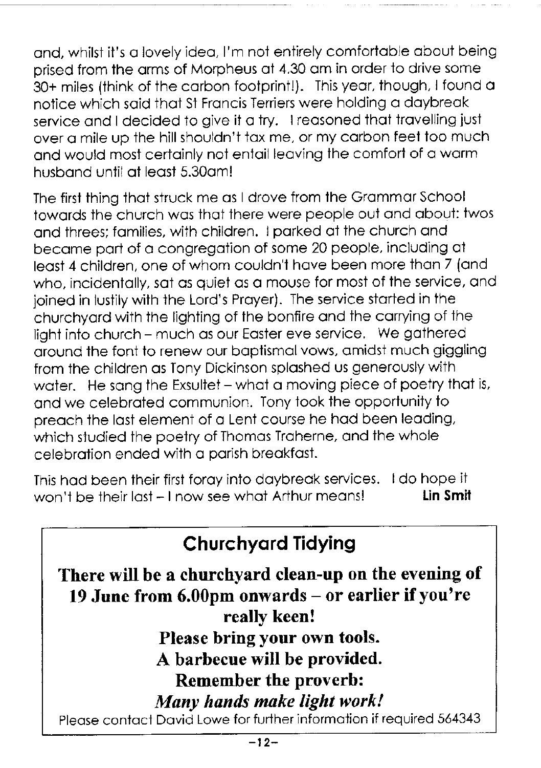and, whilst it's a lovely idea, I'm not entirely comfortable about being prised from the arms of Morpheus at 4.30 am in order to drive some 30+ miles (think of the carbon footprint!). This year, though, I found a notice which said that St Francis Terriers were holding a daybreak service and I decided to give it a try. I reasoned that travelling just over a mile up the hill shouldn't tax me, or my carbon feet too much and would most certainly not entail leaving the comfort of a warm husband until at least 5.30am!

The first thing that struck me as I drove from the Grammar School towards the church was that there were people out and about: twos and threes; families, with children. I parked at the church and became part of a congregation of some 20 people, including at least 4 children, one of whom couldn't have been more than 7 (and who, incidentally, sat as quiet as a mouse for most of the service, and joined in lustily with the Lord's Prayer). The service started in the churchyard with the lighting of the bonfire and the carrying of the light into church – much as our Easter eve service. We gathered around the font to renew our baptismal vows, amidst much giggling from the children as Tony Dickinson splashed us generously with water. He sang the Exsultet – what a moving piece of poetry that is, and we celebrated communion. Tony took the opportunity to preach the last element of a Lent course he had been leading, which studied the poetry of Thomas Traherne, and the whole celebration ended with a parish breakfast.

This had been their first foray into daybreak services. I do hope it won't be their last – I now see what Arthur means! **Lin Smit**

## Churchyard Tidying

**There will be a churchyard clean-up on the evening of 19 June from 6.00pm onwards – or earlier if you're really keen!**

**Please bring your own tools.**

**A barbecue will be provided.**

**Remember the proverb:**

***Many hands make light work!***

Please contact David Lowe for further information if required 564343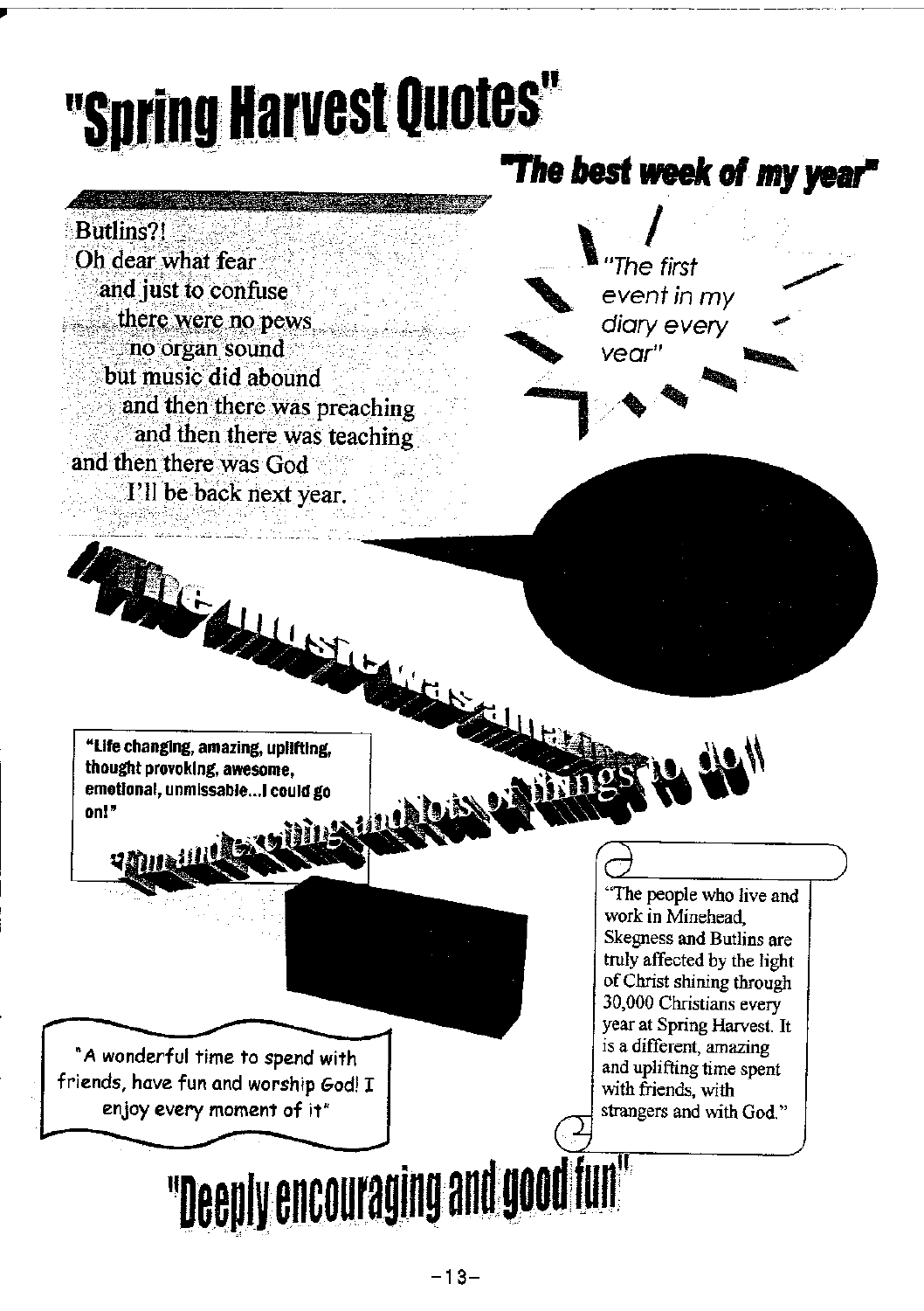# "Spring Harvest Quotes"

## "The best week of my year"

Butlins?!
Oh dear what fear
and just to confuse
there were no pews
no organ sound
but music did abound
and then there was preaching
and then there was teaching
and then there was God
I'll be back next year.

*"The first event in my diary every year"*

"The music was amazing, fun and exciting and lots of things to do"

**"Life changing, amazing, uplifting, thought provoking, awesome, emotional, unmissable...I could go on!"**

"The people who live and work in Minehead, Skegness and Butlins are truly affected by the light of Christ shining through 30,000 Christians every year at Spring Harvest. It is a different, amazing and uplifting time spent with friends, with strangers and with God."

"A wonderful time to spend with friends, have fun and worship God! I enjoy every moment of it"

## "Deeply encouraging and good fun"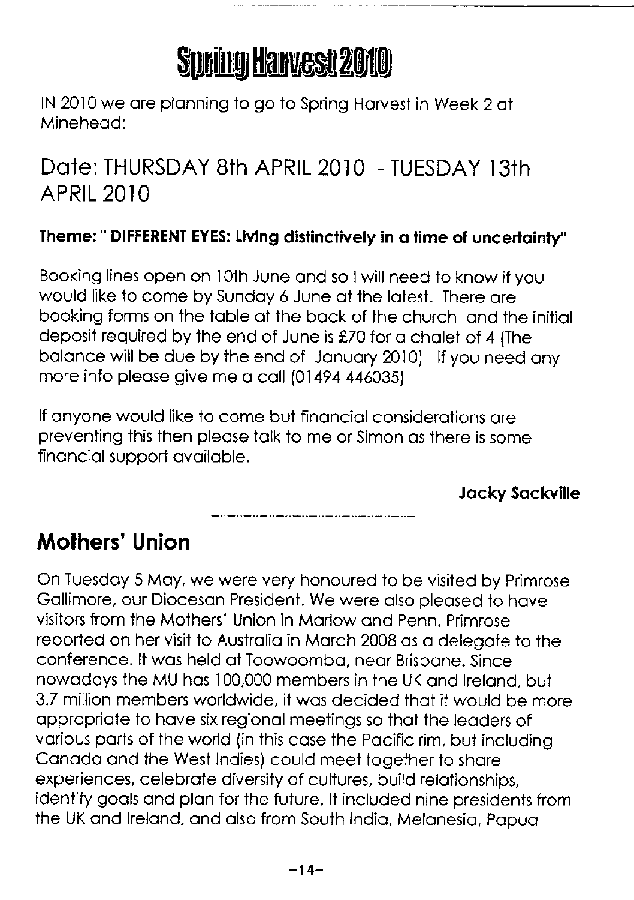# Spring Harvest 2010

IN 2010 we are planning to go to Spring Harvest in Week 2 at Minehead:

## Date: THURSDAY 8th APRIL 2010 - TUESDAY 13th APRIL 2010

**Theme: " DIFFERENT EYES: Living distinctively in a time of uncertainty"**

Booking lines open on 10th June and so I will need to know if you would like to come by Sunday 6 June at the latest. There are booking forms on the table at the back of the church and the initial deposit required by the end of June is £70 for a chalet of 4 (The balance will be due by the end of January 2010) If you need any more info please give me a call (01494 446035)

If anyone would like to come but financial considerations are preventing this then please talk to me or Simon as there is some financial support available.

**Jacky Sackville**

---

## Mothers' Union

On Tuesday 5 May, we were very honoured to be visited by Primrose Gallimore, our Diocesan President. We were also pleased to have visitors from the Mothers' Union in Marlow and Penn. Primrose reported on her visit to Australia in March 2008 as a delegate to the conference. It was held at Toowoomba, near Brisbane. Since nowadays the MU has 100,000 members in the UK and Ireland, but 3.7 million members worldwide, it was decided that it would be more appropriate to have six regional meetings so that the leaders of various parts of the world (in this case the Pacific rim, but including Canada and the West Indies) could meet together to share experiences, celebrate diversity of cultures, build relationships, identify goals and plan for the future. It included nine presidents from the UK and Ireland, and also from South India, Melanesia, Papua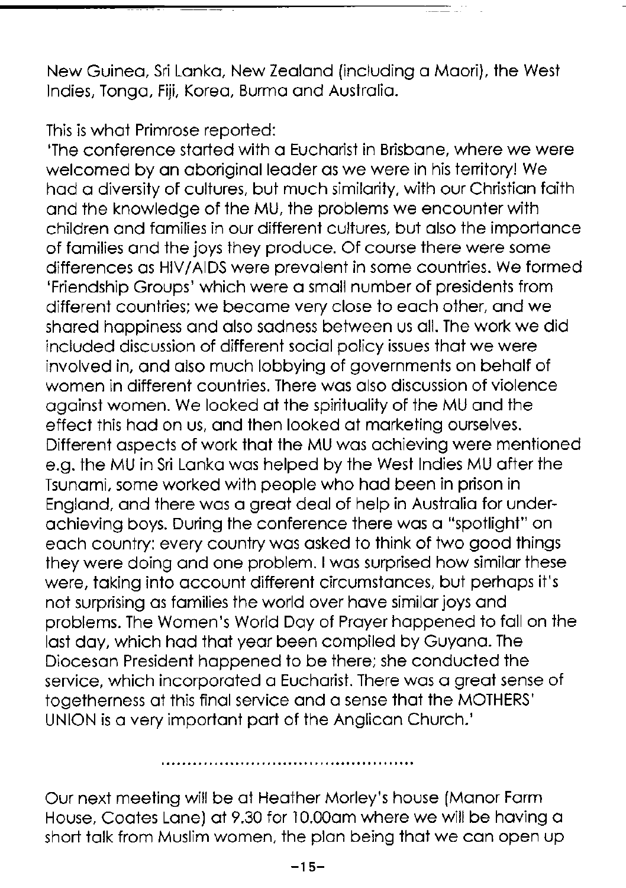New Guinea, Sri Lanka, New Zealand (including a Maori), the West Indies, Tonga, Fiji, Korea, Burma and Australia.

This is what Primrose reported:
'The conference started with a Eucharist in Brisbane, where we were welcomed by an aboriginal leader as we were in his territory! We had a diversity of cultures, but much similarity, with our Christian faith and the knowledge of the MU, the problems we encounter with children and families in our different cultures, but also the importance of families and the joys they produce. Of course there were some differences as HIV/AIDS were prevalent in some countries. We formed 'Friendship Groups' which were a small number of presidents from different countries; we became very close to each other, and we shared happiness and also sadness between us all. The work we did included discussion of different social policy issues that we were involved in, and also much lobbying of governments on behalf of women in different countries. There was also discussion of violence against women. We looked at the spirituality of the MU and the effect this had on us, and then looked at marketing ourselves. Different aspects of work that the MU was achieving were mentioned e.g. the MU in Sri Lanka was helped by the West Indies MU after the Tsunami, some worked with people who had been in prison in England, and there was a great deal of help in Australia for under-achieving boys. During the conference there was a "spotlight" on each country: every country was asked to think of two good things they were doing and one problem. I was surprised how similar these were, taking into account different circumstances, but perhaps it's not surprising as families the world over have similar joys and problems. The Women's World Day of Prayer happened to fall on the last day, which had that year been compiled by Guyana. The Diocesan President happened to be there; she conducted the service, which incorporated a Eucharist. There was a great sense of togetherness at this final service and a sense that the MOTHERS' UNION is a very important part of the Anglican Church.'

..............................................

Our next meeting will be at Heather Morley's house (Manor Farm House, Coates Lane) at 9.30 for 10.00am where we will be having a short talk from Muslim women, the plan being that we can open up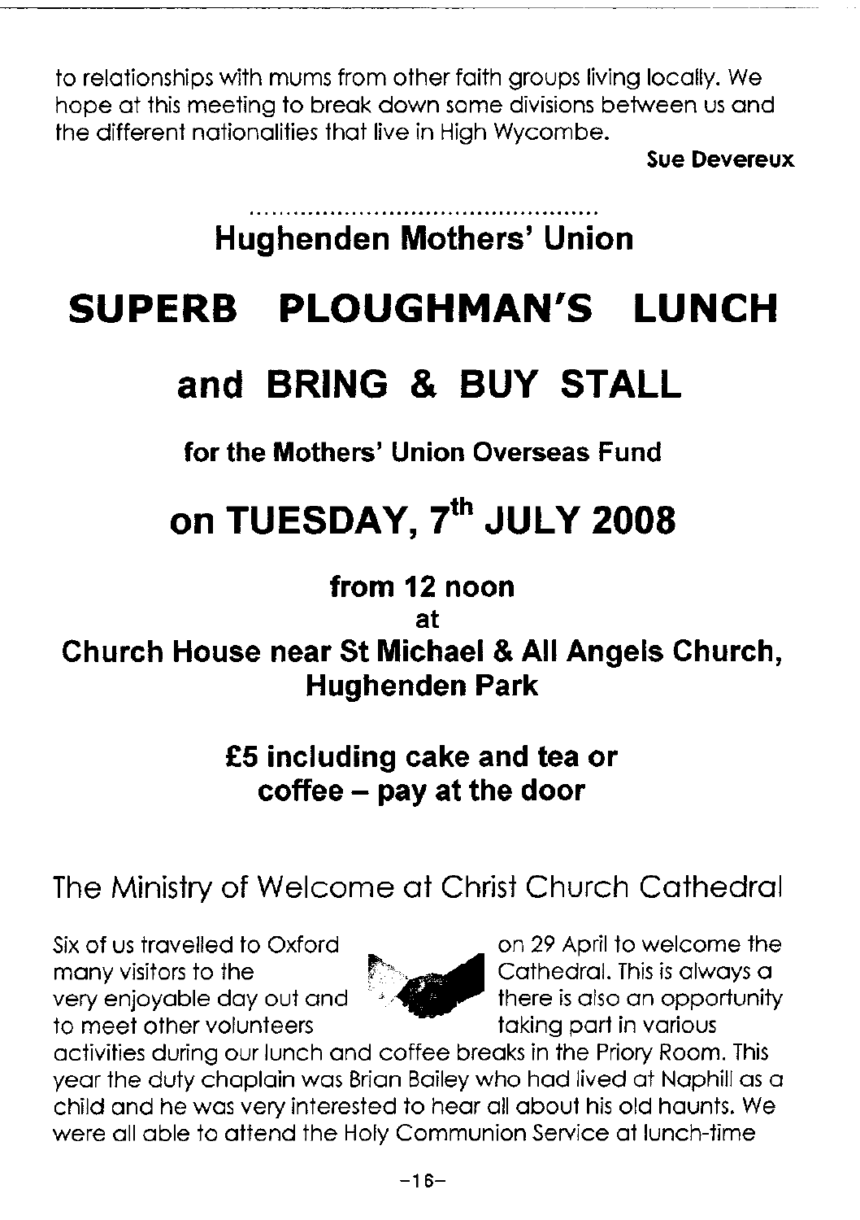to relationships with mums from other faith groups living locally. We hope at this meeting to break down some divisions between us and the different nationalities that live in High Wycombe.

**Sue Devereux**

## Hughenden Mothers' Union

# SUPERB PLOUGHMAN'S LUNCH

# and BRING & BUY STALL

**for the Mothers' Union Overseas Fund**

# on TUESDAY, 7th JULY 2008

**from 12 noon**

**at**

**Church House near St Michael & All Angels Church, Hughenden Park**

**£5 including cake and tea or coffee – pay at the door**

## The Ministry of Welcome at Christ Church Cathedral

Six of us travelled to Oxford on 29 April to welcome the many visitors to the Cathedral. This is always a very enjoyable day out and there is also an opportunity to meet other volunteers taking part in various activities during our lunch and coffee breaks in the Priory Room. This year the duty chaplain was Brian Bailey who had lived at Naphill as a child and he was very interested to hear all about his old haunts. We were all able to attend the Holy Communion Service at lunch-time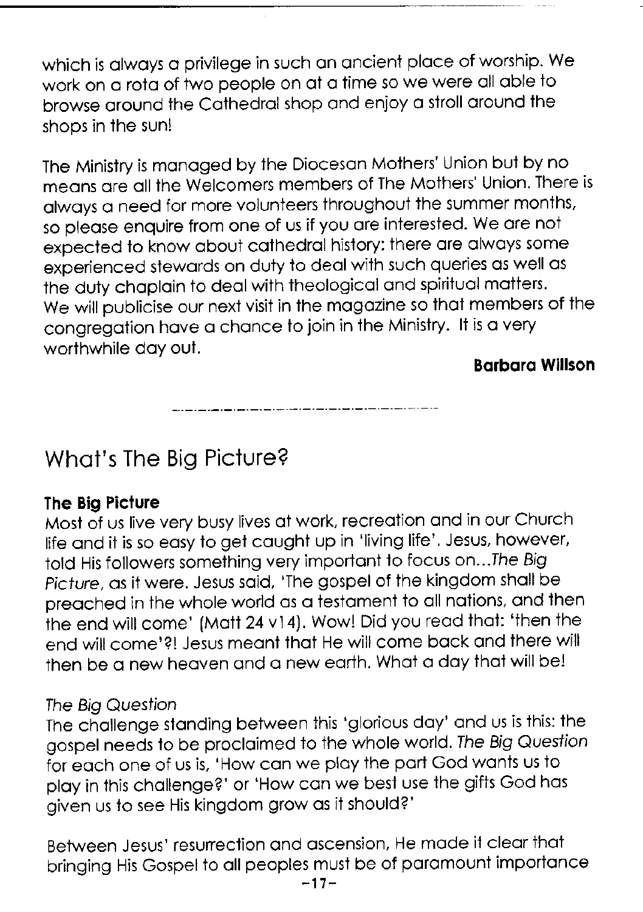which is always a privilege in such an ancient place of worship. We work on a rota of two people on at a time so we were all able to browse around the Cathedral shop and enjoy a stroll around the shops in the sun!

The Ministry is managed by the Diocesan Mothers' Union but by no means are all the Welcomers members of The Mothers' Union. There is always a need for more volunteers throughout the summer months, so please enquire from one of us if you are interested. We are not expected to know about cathedral history: there are always some experienced stewards on duty to deal with such queries as well as the duty chaplain to deal with theological and spiritual matters. We will publicise our next visit in the magazine so that members of the congregation have a chance to join in the Ministry. It is a very worthwhile day out.

**Barbara Willson**

---

## What's The Big Picture?

**The Big Picture**

Most of us live very busy lives at work, recreation and in our Church life and it is so easy to get caught up in 'living life'. Jesus, however, told His followers something very important to focus on...*The Big Picture*, as it were. Jesus said, 'The gospel of the kingdom shall be preached in the whole world as a testament to all nations, and then the end will come' (Matt 24 v14). Wow! Did you read that: 'then the end will come'?! Jesus meant that He will come back and there will then be a new heaven and a new earth. What a day that will be!

*The Big Question*

The challenge standing between this 'glorious day' and us is this: the gospel needs to be proclaimed to the whole world. *The Big Question* for each one of us is, 'How can we play the part God wants us to play in this challenge?' or 'How can we best use the gifts God has given us to see His kingdom grow as it should?'

Between Jesus' resurrection and ascension, He made it clear that bringing His Gospel to all peoples must be of paramount importance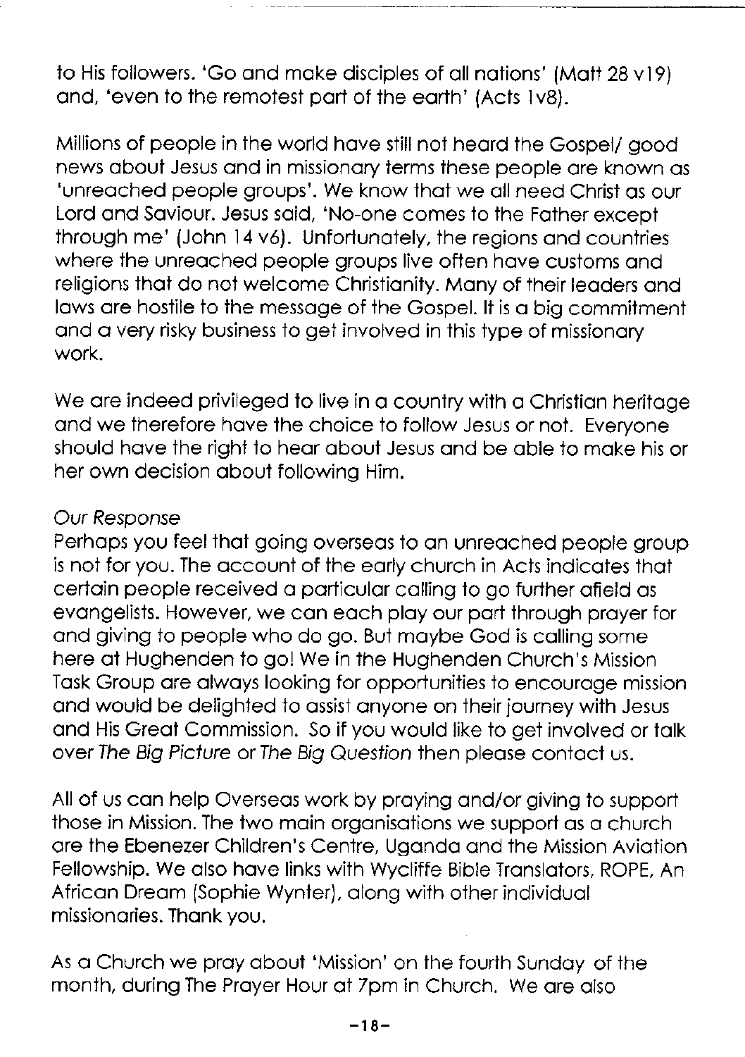to His followers. 'Go and make disciples of all nations' (Matt 28 v19) and, 'even to the remotest part of the earth' (Acts 1v8).

Millions of people in the world have still not heard the Gospel/ good news about Jesus and in missionary terms these people are known as 'unreached people groups'. We know that we all need Christ as our Lord and Saviour. Jesus said, 'No-one comes to the Father except through me' (John 14 v6). Unfortunately, the regions and countries where the unreached people groups live often have customs and religions that do not welcome Christianity. Many of their leaders and laws are hostile to the message of the Gospel. It is a big commitment and a very risky business to get involved in this type of missionary work.

We are indeed privileged to live in a country with a Christian heritage and we therefore have the choice to follow Jesus or not. Everyone should have the right to hear about Jesus and be able to make his or her own decision about following Him.

*Our Response*

Perhaps you feel that going overseas to an unreached people group is not for you. The account of the early church in Acts indicates that certain people received a particular calling to go further afield as evangelists. However, we can each play our part through prayer for and giving to people who do go. But maybe God is calling some here at Hughenden to go! We in the Hughenden Church's Mission Task Group are always looking for opportunities to encourage mission and would be delighted to assist anyone on their journey with Jesus and His Great Commission. So if you would like to get involved or talk over *The Big Picture* or *The Big Question* then please contact us.

All of us can help Overseas work by praying and/or giving to support those in Mission. The two main organisations we support as a church are the Ebenezer Children's Centre, Uganda and the Mission Aviation Fellowship. We also have links with Wycliffe Bible Translators, ROPE, An African Dream (Sophie Wynter), along with other individual missionaries. Thank you.

As a Church we pray about 'Mission' on the fourth Sunday of the month, during The Prayer Hour at 7pm in Church. We are also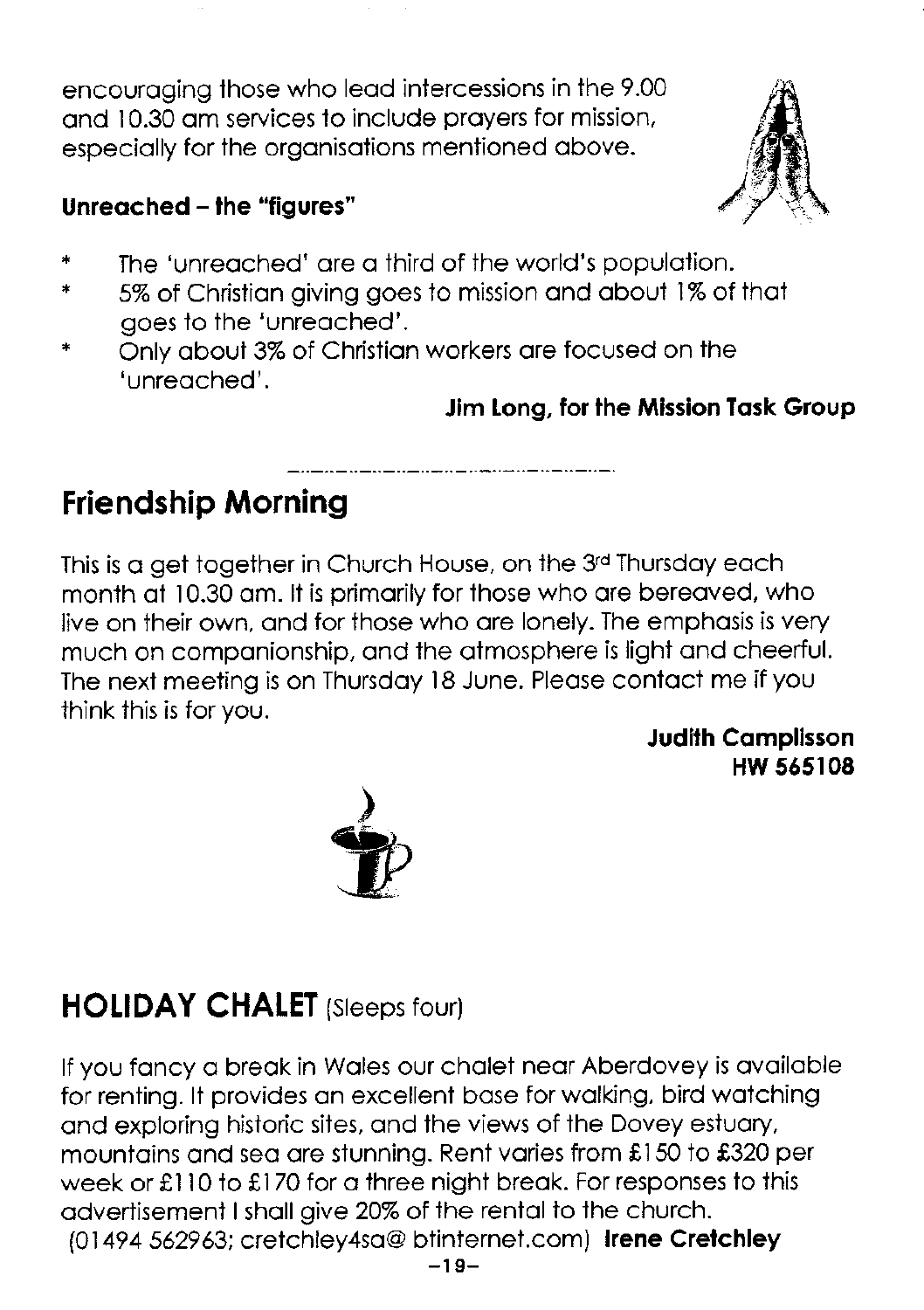encouraging those who lead intercessions in the 9.00 and 10.30 am services to include prayers for mission, especially for the organisations mentioned above.

**Unreached – the "figures"**

- The 'unreached' are a third of the world's population.
- 5% of Christian giving goes to mission and about 1% of that goes to the 'unreached'.
- Only about 3% of Christian workers are focused on the 'unreached'.

**Jim Long, for the Mission Task Group**

## Friendship Morning

This is a get together in Church House, on the 3rd Thursday each month at 10.30 am. It is primarily for those who are bereaved, who live on their own, and for those who are lonely. The emphasis is very much on companionship, and the atmosphere is light and cheerful. The next meeting is on Thursday 18 June. Please contact me if you think this is for you.

**Judith Camplisson**
**HW 565108**

## HOLIDAY CHALET (Sleeps four)

If you fancy a break in Wales our chalet near Aberdovey is available for renting. It provides an excellent base for walking, bird watching and exploring historic sites, and the views of the Dovey estuary, mountains and sea are stunning. Rent varies from £150 to £320 per week or £110 to £170 for a three night break. For responses to this advertisement I shall give 20% of the rental to the church.
(01494 562963; cretchley4sa@ btinternet.com) **Irene Cretchley**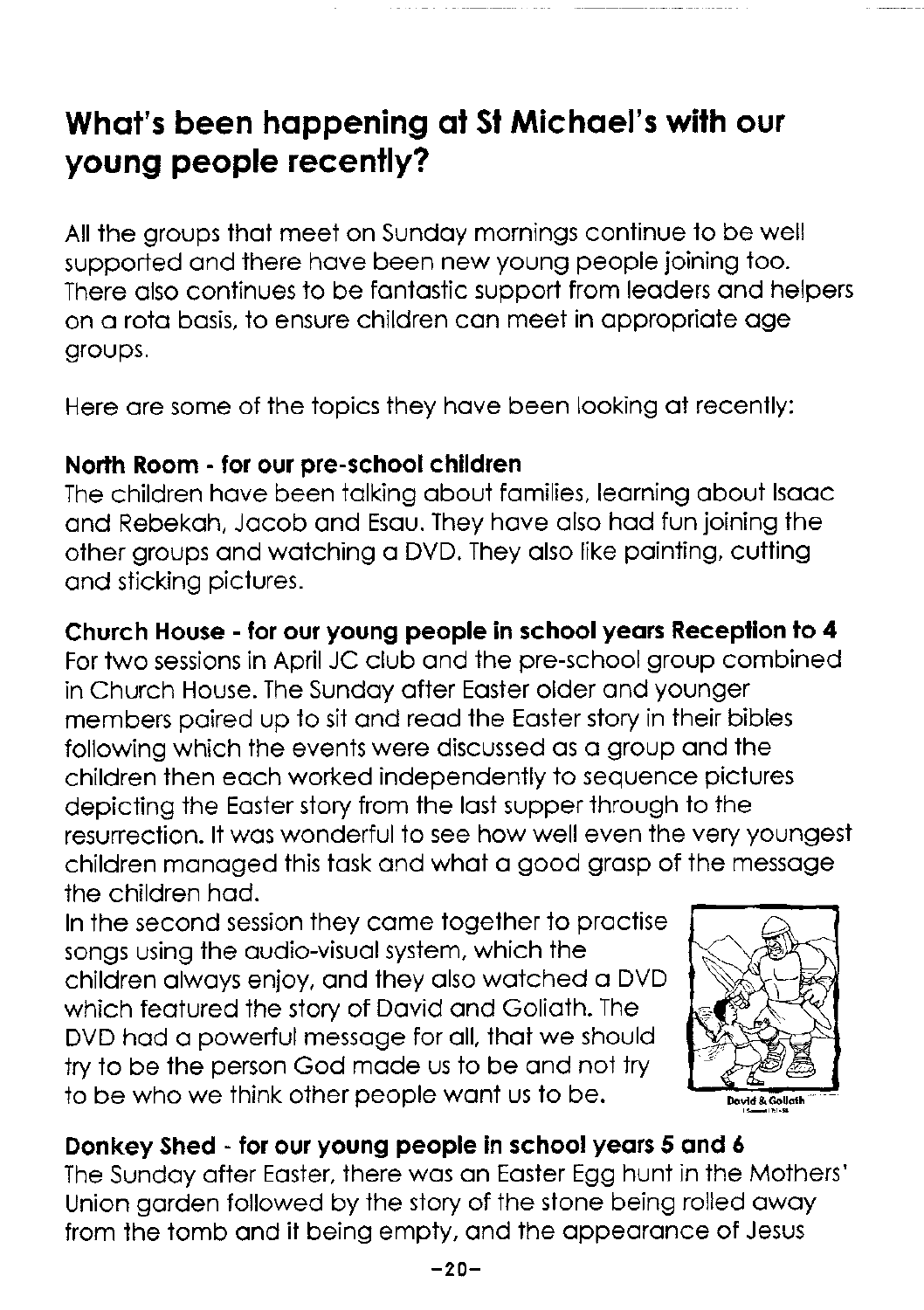# What's been happening at St Michael's with our young people recently?

All the groups that meet on Sunday mornings continue to be well supported and there have been new young people joining too. There also continues to be fantastic support from leaders and helpers on a rota basis, to ensure children can meet in appropriate age groups.

Here are some of the topics they have been looking at recently:

**North Room - for our pre-school children**
The children have been talking about families, learning about Isaac and Rebekah, Jacob and Esau. They have also had fun joining the other groups and watching a DVD. They also like painting, cutting and sticking pictures.

**Church House - for our young people in school years Reception to 4**
For two sessions in April JC club and the pre-school group combined in Church House. The Sunday after Easter older and younger members paired up to sit and read the Easter story in their bibles following which the events were discussed as a group and the children then each worked independently to sequence pictures depicting the Easter story from the last supper through to the resurrection. It was wonderful to see how well even the very youngest children managed this task and what a good grasp of the message the children had.

In the second session they came together to practise songs using the audio-visual system, which the children always enjoy, and they also watched a DVD which featured the story of David and Goliath. The DVD had a powerful message for all, that we should try to be the person God made us to be and not try to be who we think other people want us to be.

David & Goliath

**Donkey Shed - for our young people in school years 5 and 6**
The Sunday after Easter, there was an Easter Egg hunt in the Mothers' Union garden followed by the story of the stone being rolled away from the tomb and it being empty, and the appearance of Jesus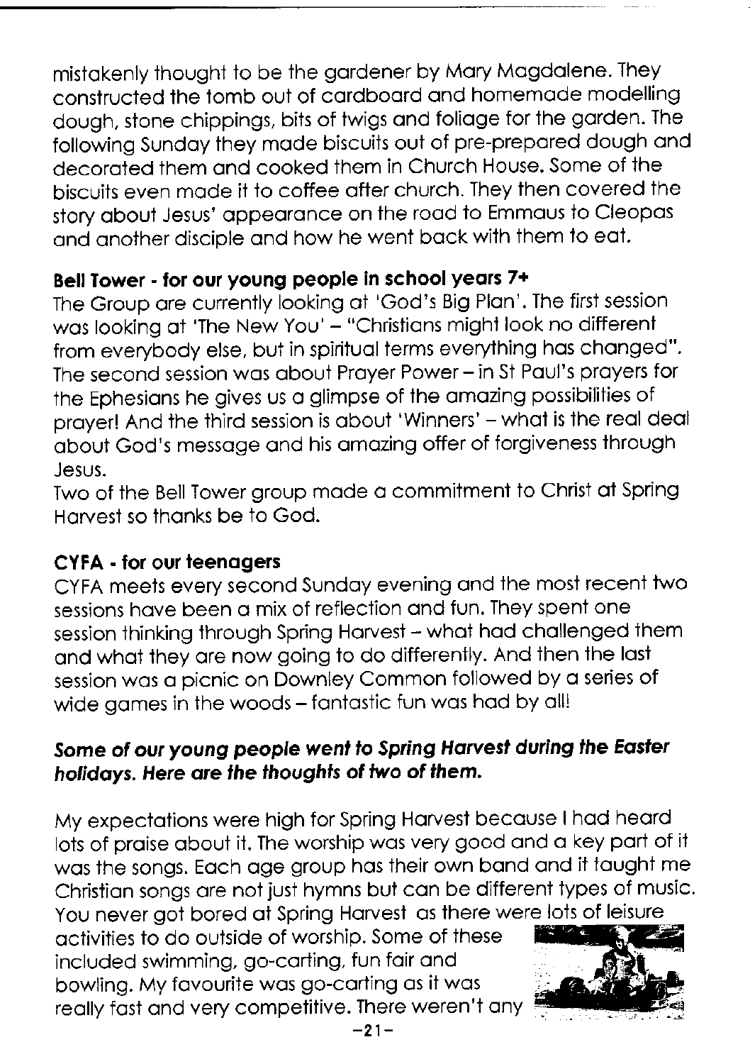mistakenly thought to be the gardener by Mary Magdalene. They constructed the tomb out of cardboard and homemade modelling dough, stone chippings, bits of twigs and foliage for the garden. The following Sunday they made biscuits out of pre-prepared dough and decorated them and cooked them in Church House. Some of the biscuits even made it to coffee after church. They then covered the story about Jesus' appearance on the road to Emmaus to Cleopas and another disciple and how he went back with them to eat.

**Bell Tower - for our young people in school years 7+**

The Group are currently looking at 'God's Big Plan'. The first session was looking at 'The New You' – "Christians might look no different from everybody else, but in spiritual terms everything has changed". The second session was about Prayer Power – in St Paul's prayers for the Ephesians he gives us a glimpse of the amazing possibilities of prayer! And the third session is about 'Winners' – what is the real deal about God's message and his amazing offer of forgiveness through Jesus.

Two of the Bell Tower group made a commitment to Christ at Spring Harvest so thanks be to God.

**CYFA - for our teenagers**

CYFA meets every second Sunday evening and the most recent two sessions have been a mix of reflection and fun. They spent one session thinking through Spring Harvest – what had challenged them and what they are now going to do differently. And then the last session was a picnic on Downley Common followed by a series of wide games in the woods – fantastic fun was had by all!

***Some of our young people went to Spring Harvest during the Easter holidays. Here are the thoughts of two of them.***

My expectations were high for Spring Harvest because I had heard lots of praise about it. The worship was very good and a key part of it was the songs. Each age group has their own band and it taught me Christian songs are not just hymns but can be different types of music. You never got bored at Spring Harvest as there were lots of leisure activities to do outside of worship. Some of these included swimming, go-carting, fun fair and bowling. My favourite was go-carting as it was really fast and very competitive. There weren't any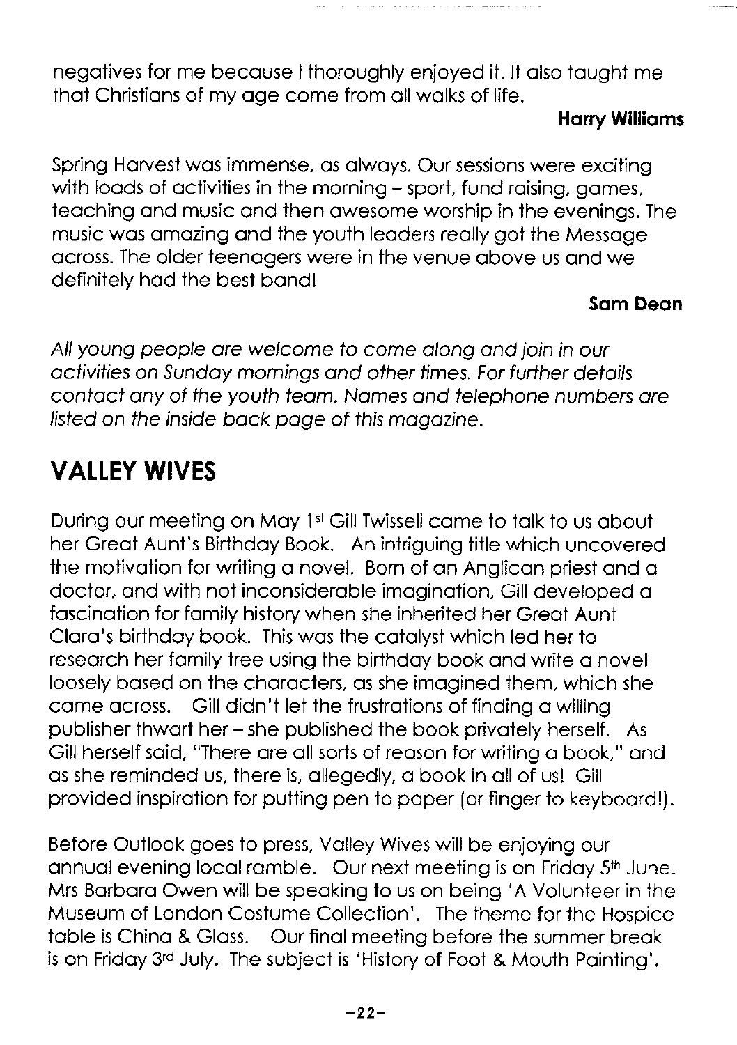negatives for me because I thoroughly enjoyed it. It also taught me that Christians of my age come from all walks of life.

**Harry Williams**

Spring Harvest was immense, as always. Our sessions were exciting with loads of activities in the morning – sport, fund raising, games, teaching and music and then awesome worship in the evenings. The music was amazing and the youth leaders really got the Message across. The older teenagers were in the venue above us and we definitely had the best band!

**Sam Dean**

*All young people are welcome to come along and join in our activities on Sunday mornings and other times. For further details contact any of the youth team. Names and telephone numbers are listed on the inside back page of this magazine.*

## VALLEY WIVES

During our meeting on May 1st Gill Twissell came to talk to us about her Great Aunt's Birthday Book. An intriguing title which uncovered the motivation for writing a novel. Born of an Anglican priest and a doctor, and with not inconsiderable imagination, Gill developed a fascination for family history when she inherited her Great Aunt Clara's birthday book. This was the catalyst which led her to research her family tree using the birthday book and write a novel loosely based on the characters, as she imagined them, which she came across. Gill didn't let the frustrations of finding a willing publisher thwart her – she published the book privately herself. As Gill herself said, "There are all sorts of reason for writing a book," and as she reminded us, there is, allegedly, a book in all of us! Gill provided inspiration for putting pen to paper (or finger to keyboard!).

Before Outlook goes to press, Valley Wives will be enjoying our annual evening local ramble. Our next meeting is on Friday 5th June. Mrs Barbara Owen will be speaking to us on being 'A Volunteer in the Museum of London Costume Collection'. The theme for the Hospice table is China & Glass. Our final meeting before the summer break is on Friday 3rd July. The subject is 'History of Foot & Mouth Painting'.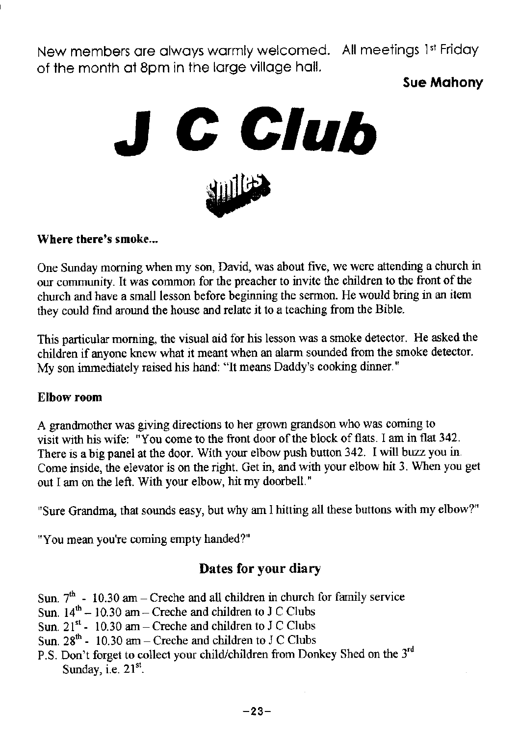New members are always warmly welcomed. All meetings 1st Friday of the month at 8pm in the large village hall.

**Sue Mahony**

# J C Club

Smiles

**Where there's smoke...**

One Sunday morning when my son, David, was about five, we were attending a church in our community. It was common for the preacher to invite the children to the front of the church and have a small lesson before beginning the sermon. He would bring in an item they could find around the house and relate it to a teaching from the Bible.

This particular morning, the visual aid for his lesson was a smoke detector. He asked the children if anyone knew what it meant when an alarm sounded from the smoke detector. My son immediately raised his hand: "It means Daddy's cooking dinner."

**Elbow room**

A grandmother was giving directions to her grown grandson who was coming to visit with his wife: "You come to the front door of the block of flats. I am in flat 342. There is a big panel at the door. With your elbow push button 342. I will buzz you in. Come inside, the elevator is on the right. Get in, and with your elbow hit 3. When you get out I am on the left. With your elbow, hit my doorbell."

"Sure Grandma, that sounds easy, but why am I hitting all these buttons with my elbow?"

"You mean you're coming empty handed?"

## Dates for your diary

Sun. 7th - 10.30 am – Creche and all children in church for family service
Sun. 14th – 10.30 am – Creche and children to J C Clubs
Sun. 21st - 10.30 am – Creche and children to J C Clubs
Sun. 28th - 10.30 am – Creche and children to J C Clubs
P.S. Don't forget to collect your child/children from Donkey Shed on the 3rd Sunday, i.e. 21st.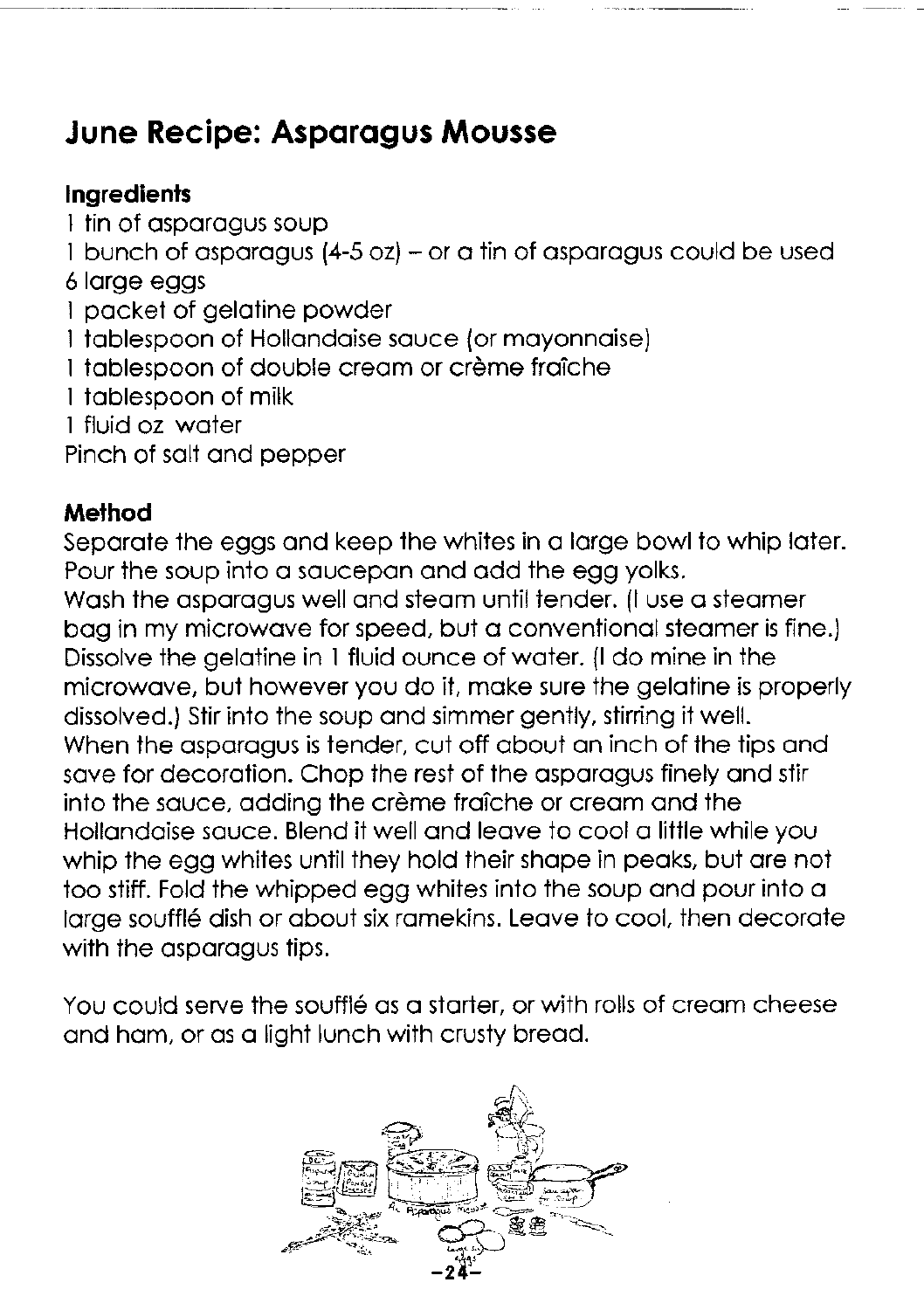## June Recipe: Asparagus Mousse

### Ingredients

1 tin of asparagus soup
1 bunch of asparagus (4-5 oz) – or a tin of asparagus could be used
6 large eggs
1 packet of gelatine powder
1 tablespoon of Hollandaise sauce (or mayonnaise)
1 tablespoon of double cream or crème fraîche
1 tablespoon of milk
1 fluid oz water
Pinch of salt and pepper

### Method

Separate the eggs and keep the whites in a large bowl to whip later. Pour the soup into a saucepan and add the egg yolks.
Wash the asparagus well and steam until tender. (I use a steamer bag in my microwave for speed, but a conventional steamer is fine.)
Dissolve the gelatine in 1 fluid ounce of water. (I do mine in the microwave, but however you do it, make sure the gelatine is properly dissolved.) Stir into the soup and simmer gently, stirring it well.
When the asparagus is tender, cut off about an inch of the tips and save for decoration. Chop the rest of the asparagus finely and stir into the sauce, adding the crème fraîche or cream and the Hollandaise sauce. Blend it well and leave to cool a little while you whip the egg whites until they hold their shape in peaks, but are not too stiff. Fold the whipped egg whites into the soup and pour into a large soufflé dish or about six ramekins. Leave to cool, then decorate with the asparagus tips.

You could serve the soufflé as a starter, or with rolls of cream cheese and ham, or as a light lunch with crusty bread.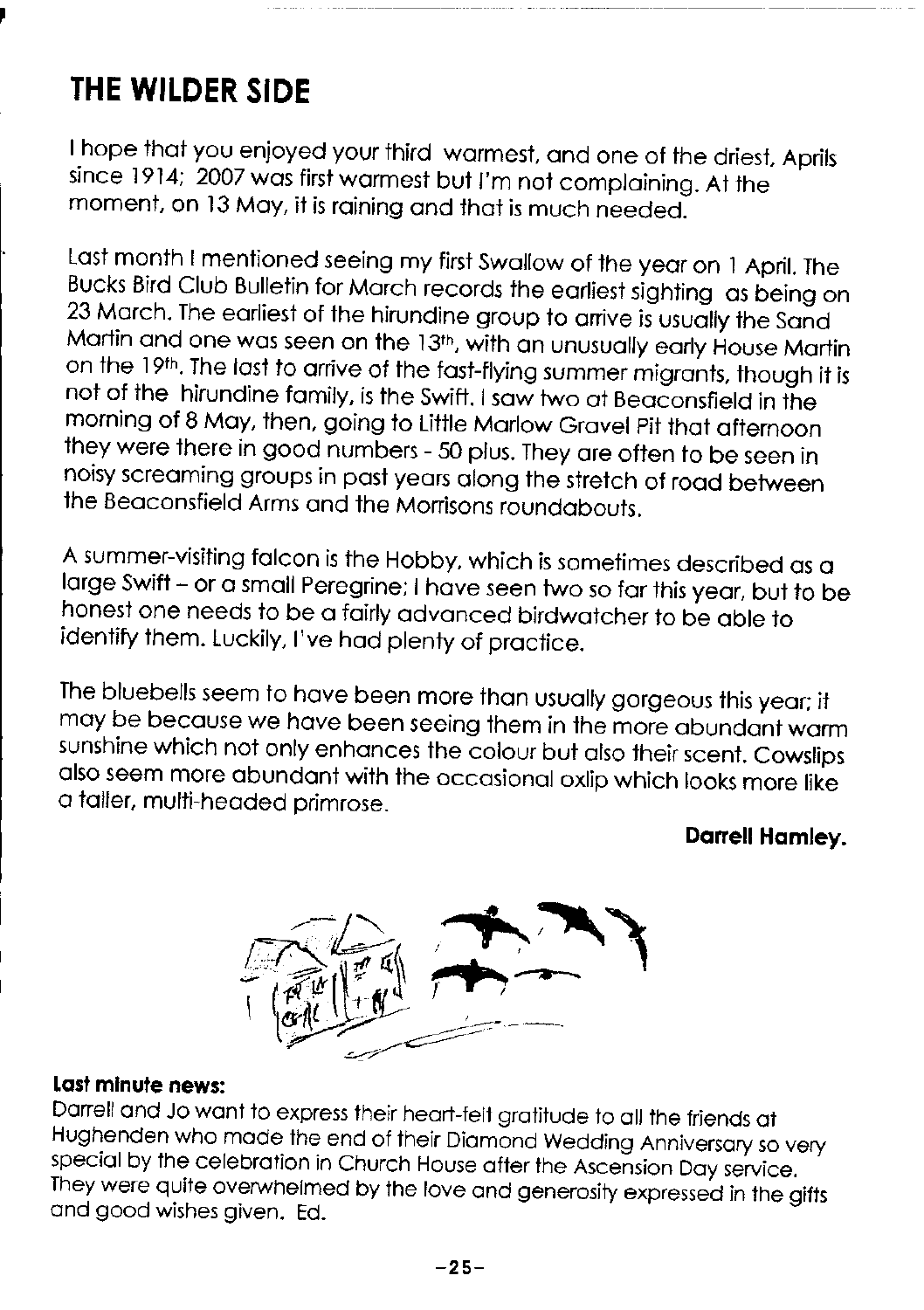## THE WILDER SIDE

I hope that you enjoyed your third warmest, and one of the driest, Aprils since 1914; 2007 was first warmest but I'm not complaining. At the moment, on 13 May, it is raining and that is much needed.

Last month I mentioned seeing my first Swallow of the year on 1 April. The Bucks Bird Club Bulletin for March records the earliest sighting as being on 23 March. The earliest of the hirundine group to arrive is usually the Sand Martin and one was seen on the 13th, with an unusually early House Martin on the 19th. The last to arrive of the fast-flying summer migrants, though it is not of the hirundine family, is the Swift. I saw two at Beaconsfield in the morning of 8 May, then, going to Little Marlow Gravel Pit that afternoon they were there in good numbers - 50 plus. They are often to be seen in noisy screaming groups in past years along the stretch of road between the Beaconsfield Arms and the Morrisons roundabouts.

A summer-visiting falcon is the Hobby, which is sometimes described as a large Swift – or a small Peregrine; I have seen two so far this year, but to be honest one needs to be a fairly advanced birdwatcher to be able to identify them. Luckily, I've had plenty of practice.

The bluebells seem to have been more than usually gorgeous this year; it may be because we have been seeing them in the more abundant warm sunshine which not only enhances the colour but also their scent. Cowslips also seem more abundant with the occasional oxlip which looks more like a taller, multi-headed primrose.

**Darrell Hamley.**

**Last minute news:**

Darrell and Jo want to express their heart-felt gratitude to all the friends at Hughenden who made the end of their Diamond Wedding Anniversary so very special by the celebration in Church House after the Ascension Day service. They were quite overwhelmed by the love and generosity expressed in the gifts and good wishes given. Ed.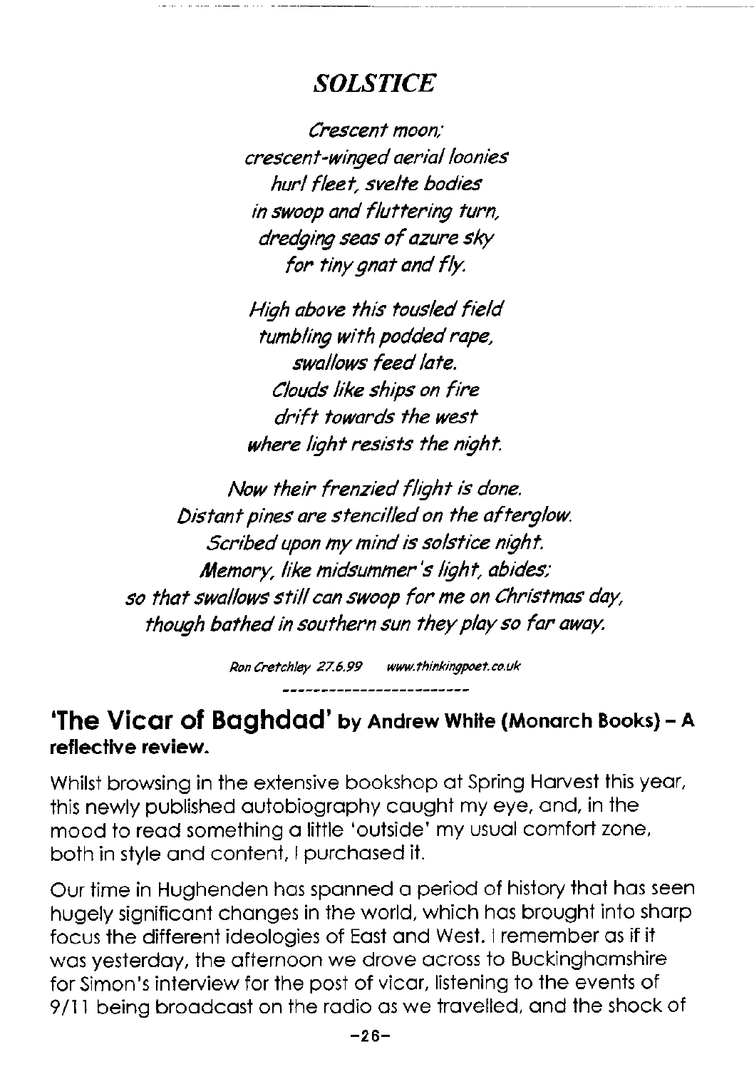## *SOLSTICE*

*Crescent moon;*
*crescent-winged aerial loonies*
*hurl fleet, svelte bodies*
*in swoop and fluttering turn,*
*dredging seas of azure sky*
*for tiny gnat and fly.*

*High above this tousled field*
*tumbling with podded rape,*
*swallows feed late.*
*Clouds like ships on fire*
*drift towards the west*
*where light resists the night.*

*Now their frenzied flight is done.*
*Distant pines are stencilled on the afterglow.*
*Scribed upon my mind is solstice night.*
*Memory, like midsummer's light, abides;*
*so that swallows still can swoop for me on Christmas day,*
*though bathed in southern sun they play so far away.*

*Ron Cretchley 27.6.99 www.thinkingpoet.co.uk*

------------------------

## 'The Vicar of Baghdad' by Andrew White (Monarch Books) – A reflective review.

Whilst browsing in the extensive bookshop at Spring Harvest this year, this newly published autobiography caught my eye, and, in the mood to read something a little 'outside' my usual comfort zone, both in style and content, I purchased it.

Our time in Hughenden has spanned a period of history that has seen hugely significant changes in the world, which has brought into sharp focus the different ideologies of East and West. I remember as if it was yesterday, the afternoon we drove across to Buckinghamshire for Simon's interview for the post of vicar, listening to the events of 9/11 being broadcast on the radio as we travelled, and the shock of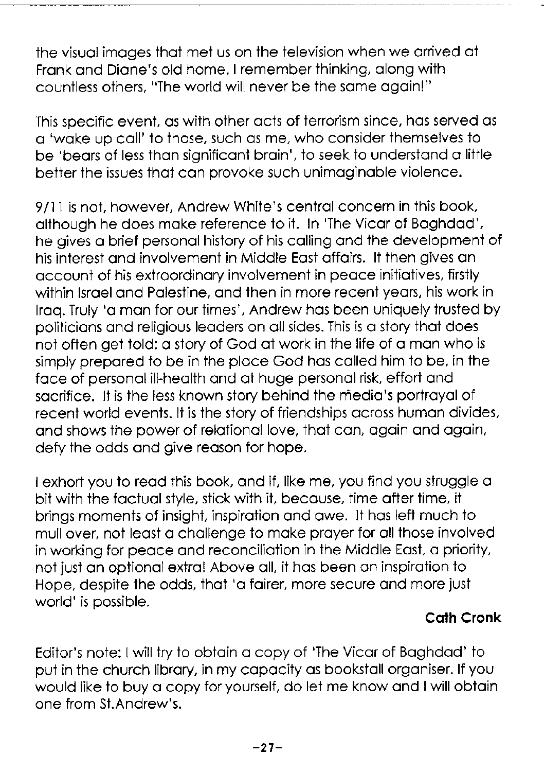the visual images that met us on the television when we arrived at Frank and Diane's old home. I remember thinking, along with countless others, "The world will never be the same again!"

This specific event, as with other acts of terrorism since, has served as a 'wake up call' to those, such as me, who consider themselves to be 'bears of less than significant brain', to seek to understand a little better the issues that can provoke such unimaginable violence.

9/11 is not, however, Andrew White's central concern in this book, although he does make reference to it. In 'The Vicar of Baghdad', he gives a brief personal history of his calling and the development of his interest and involvement in Middle East affairs. It then gives an account of his extraordinary involvement in peace initiatives, firstly within Israel and Palestine, and then in more recent years, his work in Iraq. Truly 'a man for our times', Andrew has been uniquely trusted by politicians and religious leaders on all sides. This is a story that does not often get told: a story of God at work in the life of a man who is simply prepared to be in the place God has called him to be, in the face of personal ill-health and at huge personal risk, effort and sacrifice. It is the less known story behind the media's portrayal of recent world events. It is the story of friendships across human divides, and shows the power of relational love, that can, again and again, defy the odds and give reason for hope.

I exhort you to read this book, and if, like me, you find you struggle a bit with the factual style, stick with it, because, time after time, it brings moments of insight, inspiration and awe. It has left much to mull over, not least a challenge to make prayer for all those involved in working for peace and reconciliation in the Middle East, a priority, not just an optional extra! Above all, it has been an inspiration to Hope, despite the odds, that 'a fairer, more secure and more just world' is possible.

**Cath Cronk**

Editor's note: I will try to obtain a copy of 'The Vicar of Baghdad' to put in the church library, in my capacity as bookstall organiser. If you would like to buy a copy for yourself, do let me know and I will obtain one from St.Andrew's.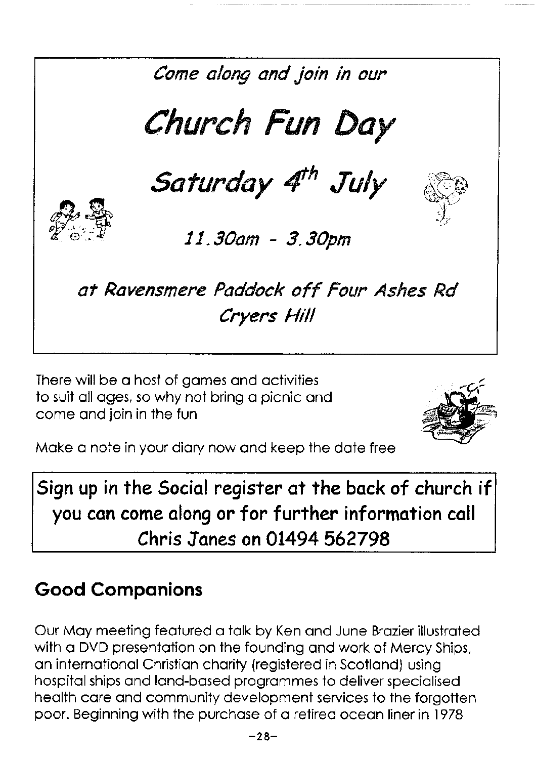*Come along and join in our*

# *Church Fun Day*

## *Saturday 4th July*

*11.30am - 3.30pm*

*at Ravensmere Paddock off Four Ashes Rd Cryers Hill*

There will be a host of games and activities to suit all ages, so why not bring a picnic and come and join in the fun

Make a note in your diary now and keep the date free

**Sign up in the Social register at the back of church if you can come along or for further information call Chris Janes on 01494 562798**

## Good Companions

Our May meeting featured a talk by Ken and June Brazier illustrated with a DVD presentation on the founding and work of Mercy Ships, an international Christian charity (registered in Scotland) using hospital ships and land-based programmes to deliver specialised health care and community development services to the forgotten poor. Beginning with the purchase of a retired ocean liner in 1978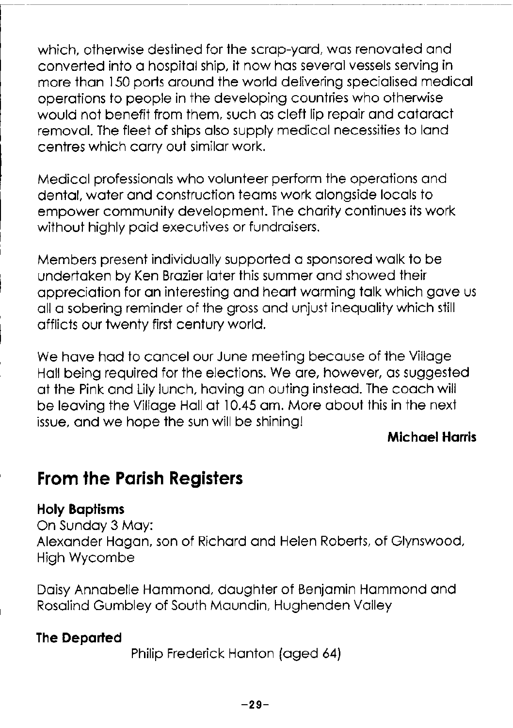which, otherwise destined for the scrap-yard, was renovated and converted into a hospital ship, it now has several vessels serving in more than 150 ports around the world delivering specialised medical operations to people in the developing countries who otherwise would not benefit from them, such as cleft lip repair and cataract removal. The fleet of ships also supply medical necessities to land centres which carry out similar work.

Medical professionals who volunteer perform the operations and dental, water and construction teams work alongside locals to empower community development. The charity continues its work without highly paid executives or fundraisers.

Members present individually supported a sponsored walk to be undertaken by Ken Brazier later this summer and showed their appreciation for an interesting and heart warming talk which gave us all a sobering reminder of the gross and unjust inequality which still afflicts our twenty first century world.

We have had to cancel our June meeting because of the Village Hall being required for the elections. We are, however, as suggested at the Pink and Lily lunch, having an outing instead. The coach will be leaving the Village Hall at 10.45 am. More about this in the next issue, and we hope the sun will be shining!

**Michael Harris**

## From the Parish Registers

### Holy Baptisms

On Sunday 3 May:
Alexander Hagan, son of Richard and Helen Roberts, of Glynswood, High Wycombe

Daisy Annabelle Hammond, daughter of Benjamin Hammond and Rosalind Gumbley of South Maundin, Hughenden Valley

### The Departed

Philip Frederick Hanton (aged 64)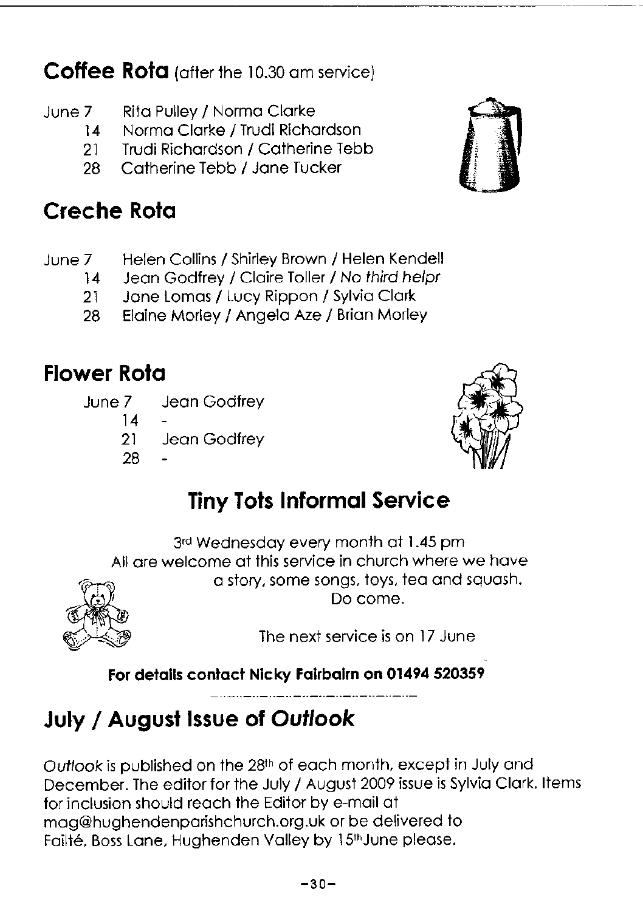## Coffee Rota (after the 10.30 am service)

June 7 Rita Pulley / Norma Clarke
14 Norma Clarke / Trudi Richardson
21 Trudi Richardson / Catherine Tebb
28 Catherine Tebb / Jane Tucker

## Creche Rota

June 7 Helen Collins / Shirley Brown / Helen Kendell
14 Jean Godfrey / Claire Toller / *No third helpr*
21 Jane Lomas / Lucy Rippon / Sylvia Clark
28 Elaine Morley / Angela Aze / Brian Morley

## Flower Rota

June 7 Jean Godfrey
14 -
21 Jean Godfrey
28 -

## Tiny Tots Informal Service

3rd Wednesday every month at 1.45 pm
All are welcome at this service in church where we have a story, some songs, toys, tea and squash.
Do come.

The next service is on 17 June

**For details contact Nicky Fairbairn on 01494 520359**

## July / August Issue of *Outlook*

*Outlook* is published on the 28th of each month, except in July and December. The editor for the July / August 2009 issue is Sylvia Clark. Items for inclusion should reach the Editor by e-mail at mag@hughendenparishchurch.org.uk or be delivered to Failté, Boss Lane, Hughenden Valley by 15th June please.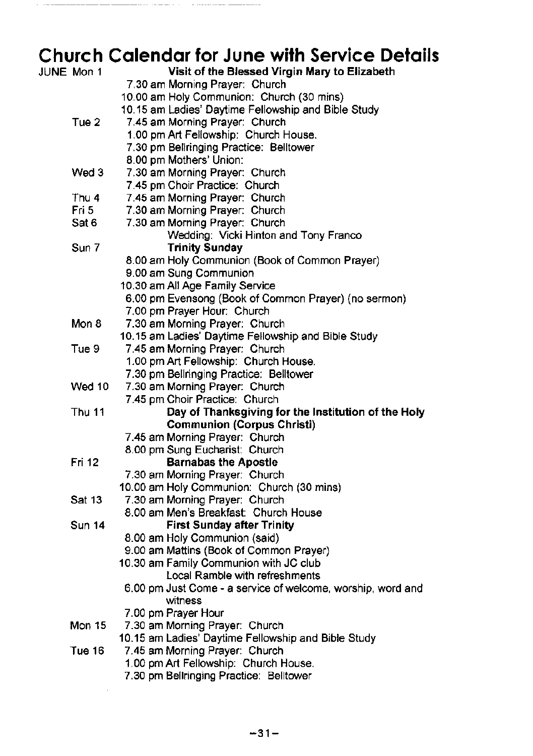# Church Calendar for June with Service Details

JUNE Mon 1 — **Visit of the Blessed Virgin Mary to Elizabeth**
- 7.30 am Morning Prayer: Church
- 10.00 am Holy Communion: Church (30 mins)
- 10.15 am Ladies' Daytime Fellowship and Bible Study

Tue 2
- 7.45 am Morning Prayer: Church
- 1.00 pm Art Fellowship: Church House.
- 7.30 pm Bellringing Practice: Belltower
- 8.00 pm Mothers' Union:

Wed 3
- 7.30 am Morning Prayer: Church
- 7.45 pm Choir Practice: Church

Thu 4
- 7.45 am Morning Prayer: Church

Fri 5
- 7.30 am Morning Prayer: Church

Sat 6
- 7.30 am Morning Prayer: Church
- Wedding: Vicki Hinton and Tony Franco

Sun 7 — **Trinity Sunday**
- 8.00 am Holy Communion (Book of Common Prayer)
- 9.00 am Sung Communion
- 10.30 am All Age Family Service
- 6.00 pm Evensong (Book of Common Prayer) (no sermon)
- 7.00 pm Prayer Hour: Church

Mon 8
- 7.30 am Morning Prayer: Church
- 10.15 am Ladies' Daytime Fellowship and Bible Study

Tue 9
- 7.45 am Morning Prayer: Church
- 1.00 pm Art Fellowship: Church House.
- 7.30 pm Bellringing Practice: Belltower

Wed 10
- 7.30 am Morning Prayer: Church
- 7.45 pm Choir Practice: Church

Thu 11 — **Day of Thanksgiving for the Institution of the Holy Communion (Corpus Christi)**
- 7.45 am Morning Prayer: Church
- 8.00 pm Sung Eucharist: Church

Fri 12 — **Barnabas the Apostle**
- 7.30 am Morning Prayer: Church
- 10.00 am Holy Communion: Church (30 mins)

Sat 13
- 7.30 am Morning Prayer: Church
- 8.00 am Men's Breakfast: Church House

Sun 14 — **First Sunday after Trinity**
- 8.00 am Holy Communion (said)
- 9.00 am Mattins (Book of Common Prayer)
- 10.30 am Family Communion with JC club
  Local Ramble with refreshments
- 6.00 pm Just Come - a service of welcome, worship, word and witness
- 7.00 pm Prayer Hour

Mon 15
- 7.30 am Morning Prayer: Church
- 10.15 am Ladies' Daytime Fellowship and Bible Study

Tue 16
- 7.45 am Morning Prayer: Church
- 1.00 pm Art Fellowship: Church House.
- 7.30 pm Bellringing Practice: Belltower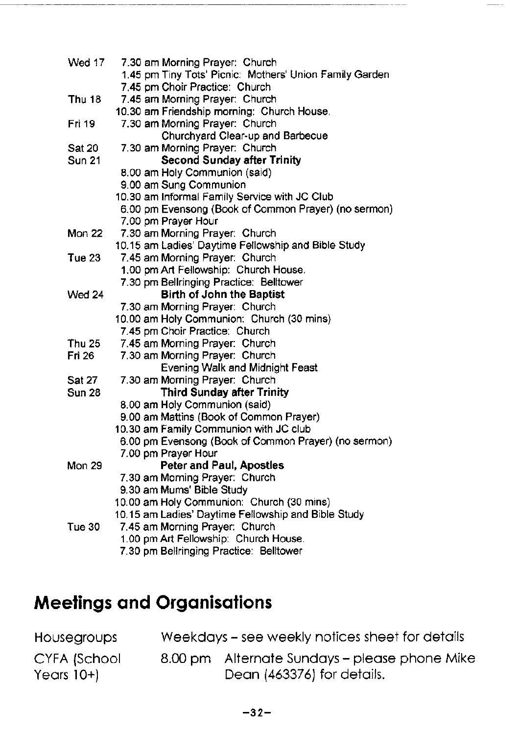| | |
|---|---|
| Wed 17 | 7.30 am Morning Prayer: Church |
| | 1.45 pm Tiny Tots' Picnic: Mothers' Union Family Garden |
| | 7.45 pm Choir Practice: Church |
| Thu 18 | 7.45 am Morning Prayer: Church |
| | 10.30 am Friendship morning: Church House. |
| Fri 19 | 7.30 am Morning Prayer: Church |
| | Churchyard Clear-up and Barbecue |
| Sat 20 | 7.30 am Morning Prayer: Church |
| Sun 21 | **Second Sunday after Trinity** |
| | 8.00 am Holy Communion (said) |
| | 9.00 am Sung Communion |
| | 10.30 am Informal Family Service with JC Club |
| | 6.00 pm Evensong (Book of Common Prayer) (no sermon) |
| | 7.00 pm Prayer Hour |
| Mon 22 | 7.30 am Morning Prayer: Church |
| | 10.15 am Ladies' Daytime Fellowship and Bible Study |
| Tue 23 | 7.45 am Morning Prayer: Church |
| | 1.00 pm Art Fellowship: Church House. |
| | 7.30 pm Bellringing Practice: Belltower |
| Wed 24 | **Birth of John the Baptist** |
| | 7.30 am Morning Prayer: Church |
| | 10.00 am Holy Communion: Church (30 mins) |
| | 7.45 pm Choir Practice: Church |
| Thu 25 | 7.45 am Morning Prayer: Church |
| Fri 26 | 7.30 am Morning Prayer: Church |
| | Evening Walk and Midnight Feast |
| Sat 27 | 7.30 am Morning Prayer: Church |
| Sun 28 | **Third Sunday after Trinity** |
| | 8.00 am Holy Communion (said) |
| | 9.00 am Mattins (Book of Common Prayer) |
| | 10.30 am Family Communion with JC club |
| | 6.00 pm Evensong (Book of Common Prayer) (no sermon) |
| | 7.00 pm Prayer Hour |
| Mon 29 | **Peter and Paul, Apostles** |
| | 7.30 am Morning Prayer: Church |
| | 9.30 am Mums' Bible Study |
| | 10.00 am Holy Communion: Church (30 mins) |
| | 10.15 am Ladies' Daytime Fellowship and Bible Study |
| Tue 30 | 7.45 am Morning Prayer: Church |
| | 1.00 pm Art Fellowship: Church House. |
| | 7.30 pm Bellringing Practice: Belltower |

## Meetings and Organisations

| | |
|---|---|
| Housegroups | Weekdays – see weekly notices sheet for details |
| CYFA (School Years 10+) | 8.00 pm Alternate Sundays – please phone Mike Dean (463376) for details. |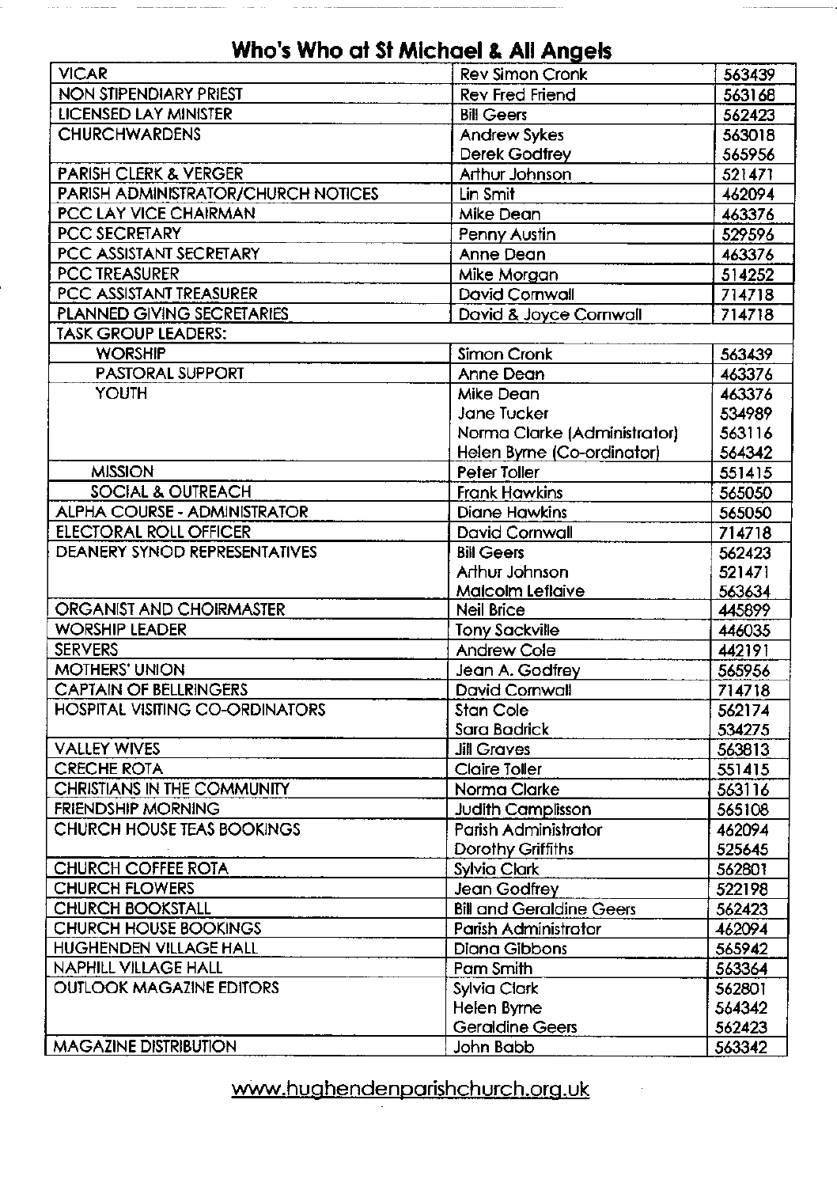# Who's Who at St Michael & All Angels

| | | |
|---|---|---|
| VICAR | Rev Simon Cronk | 563439 |
| NON STIPENDIARY PRIEST | Rev Fred Friend | 563168 |
| LICENSED LAY MINISTER | Bill Geers | 562423 |
| CHURCHWARDENS | Andrew Sykes | 563018 |
| | Derek Godfrey | 565956 |
| PARISH CLERK & VERGER | Arthur Johnson | 521471 |
| PARISH ADMINISTRATOR/CHURCH NOTICES | Lin Smit | 462094 |
| PCC LAY VICE CHAIRMAN | Mike Dean | 463376 |
| PCC SECRETARY | Penny Austin | 529596 |
| PCC ASSISTANT SECRETARY | Anne Dean | 463376 |
| PCC TREASURER | Mike Morgan | 514252 |
| PCC ASSISTANT TREASURER | David Cornwall | 714718 |
| PLANNED GIVING SECRETARIES | David & Joyce Cornwall | 714718 |
| TASK GROUP LEADERS: | | |
| WORSHIP | Simon Cronk | 563439 |
| PASTORAL SUPPORT | Anne Dean | 463376 |
| YOUTH | Mike Dean | 463376 |
| | Jane Tucker | 534989 |
| | Norma Clarke (Administrator) | 563116 |
| | Helen Byrne (Co-ordinator) | 564342 |
| MISSION | Peter Toller | 551415 |
| SOCIAL & OUTREACH | Frank Hawkins | 565050 |
| ALPHA COURSE - ADMINISTRATOR | Diane Hawkins | 565050 |
| ELECTORAL ROLL OFFICER | David Cornwall | 714718 |
| DEANERY SYNOD REPRESENTATIVES | Bill Geers | 562423 |
| | Arthur Johnson | 521471 |
| | Malcolm Leflaive | 563634 |
| ORGANIST AND CHOIRMASTER | Neil Brice | 445899 |
| WORSHIP LEADER | Tony Sackville | 446035 |
| SERVERS | Andrew Cole | 442191 |
| MOTHERS' UNION | Jean A. Godfrey | 565956 |
| CAPTAIN OF BELLRINGERS | David Cornwall | 714718 |
| HOSPITAL VISITING CO-ORDINATORS | Stan Cole | 562174 |
| | Sara Badrick | 534275 |
| VALLEY WIVES | Jill Graves | 563813 |
| CRECHE ROTA | Claire Toller | 551415 |
| CHRISTIANS IN THE COMMUNITY | Norma Clarke | 563116 |
| FRIENDSHIP MORNING | Judith Camplisson | 565108 |
| CHURCH HOUSE TEAS BOOKINGS | Parish Administrator | 462094 |
| | Dorothy Griffiths | 525645 |
| CHURCH COFFEE ROTA | Sylvia Clark | 562801 |
| CHURCH FLOWERS | Jean Godfrey | 522198 |
| CHURCH BOOKSTALL | Bill and Geraldine Geers | 562423 |
| CHURCH HOUSE BOOKINGS | Parish Administrator | 462094 |
| HUGHENDEN VILLAGE HALL | Diana Gibbons | 565942 |
| NAPHILL VILLAGE HALL | Pam Smith | 563364 |
| OUTLOOK MAGAZINE EDITORS | Sylvia Clark | 562801 |
| | Helen Byrne | 564342 |
| | Geraldine Geers | 562423 |
| MAGAZINE DISTRIBUTION | John Babb | 563342 |

www.hughendenparishchurch.org.uk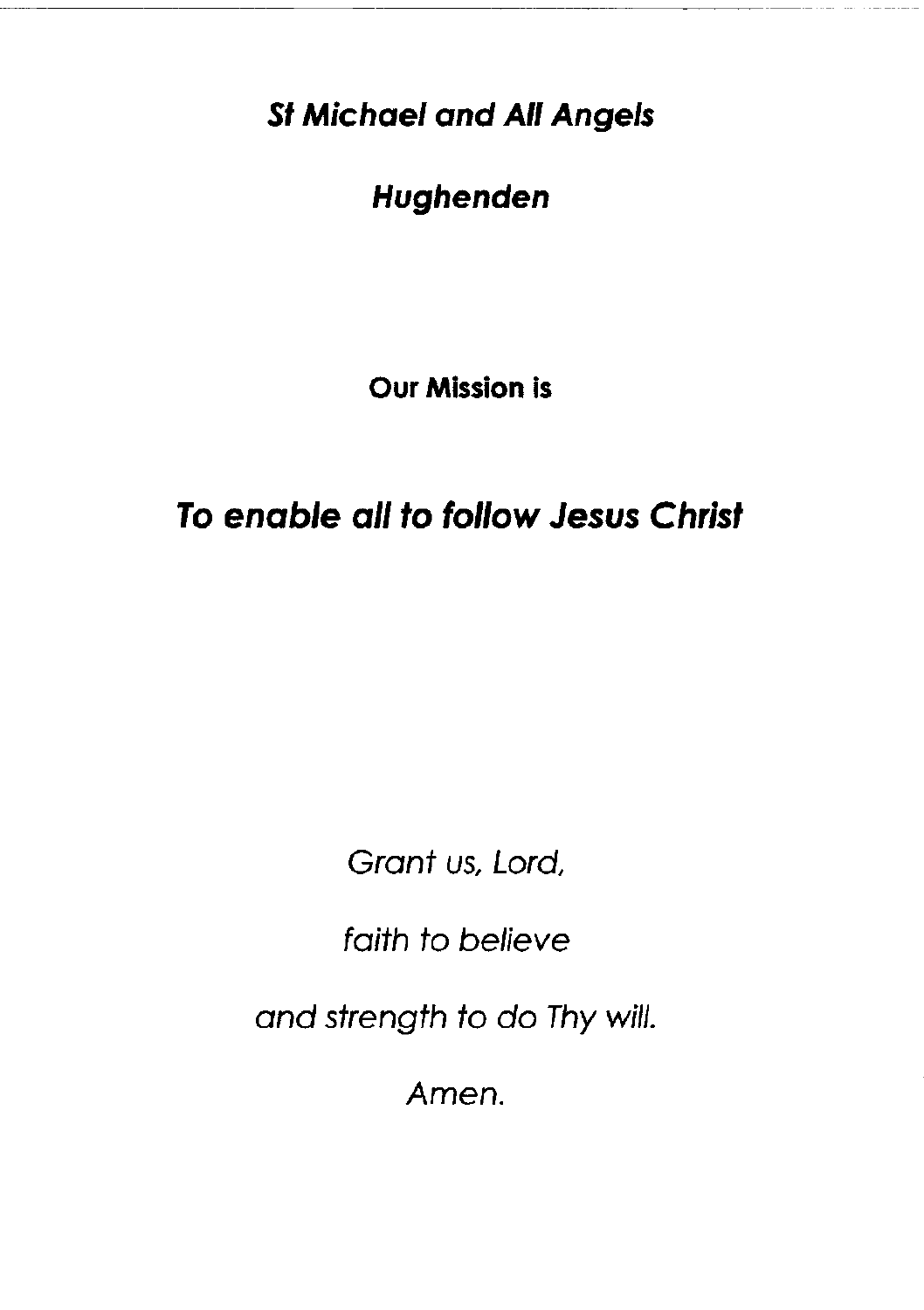***St Michael and All Angels***

***Hughenden***

**Our Mission is**

## ***To enable all to follow Jesus Christ***

*Grant us, Lord,*

*faith to believe*

*and strength to do Thy will.*

*Amen.*